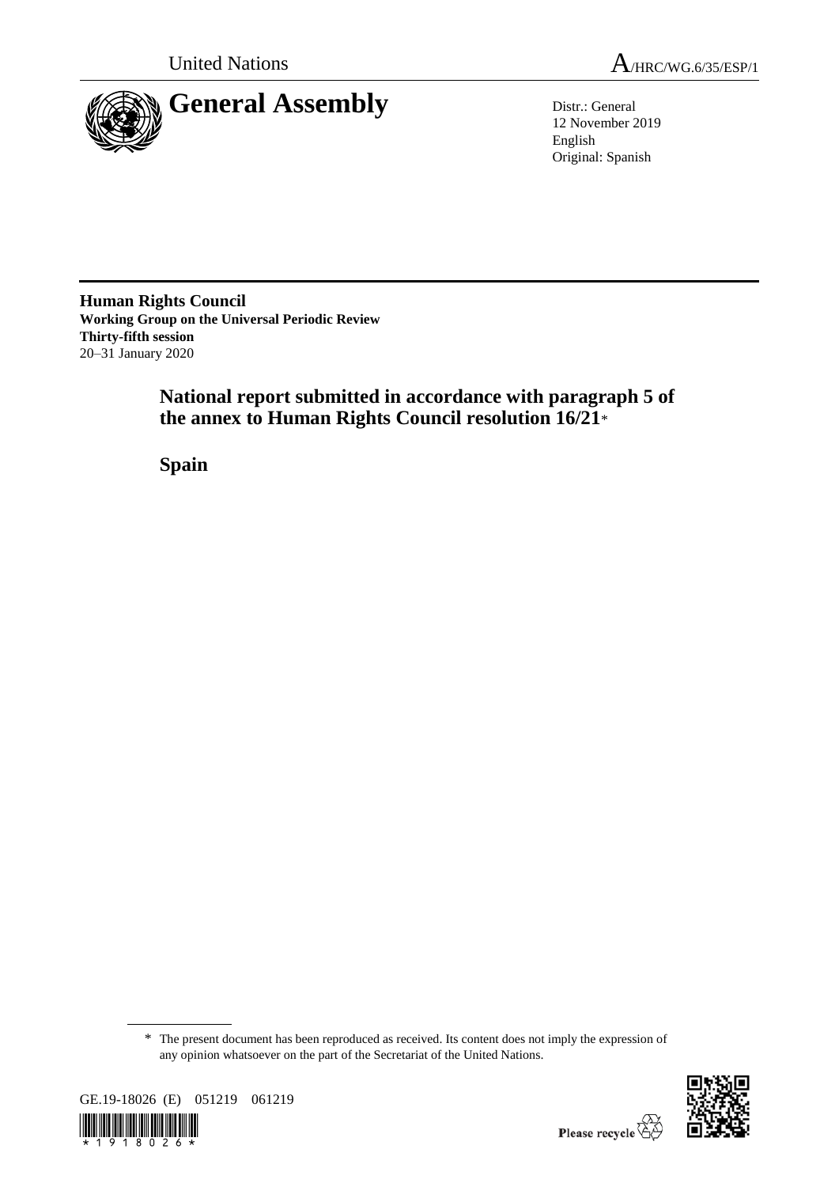United Nations

A/HRC/WG.6/35/ESP/1

# General Assembly

Distr.: General
12 November 2019
English
Original: Spanish

**Human Rights Council**
**Working Group on the Universal Periodic Review**
**Thirty-fifth session**
20–31 January 2020

## National report submitted in accordance with paragraph 5 of the annex to Human Rights Council resolution 16/21*

## Spain

\* The present document has been reproduced as received. Its content does not imply the expression of any opinion whatsoever on the part of the Secretariat of the United Nations.

GE.19-18026 (E) 051219 061219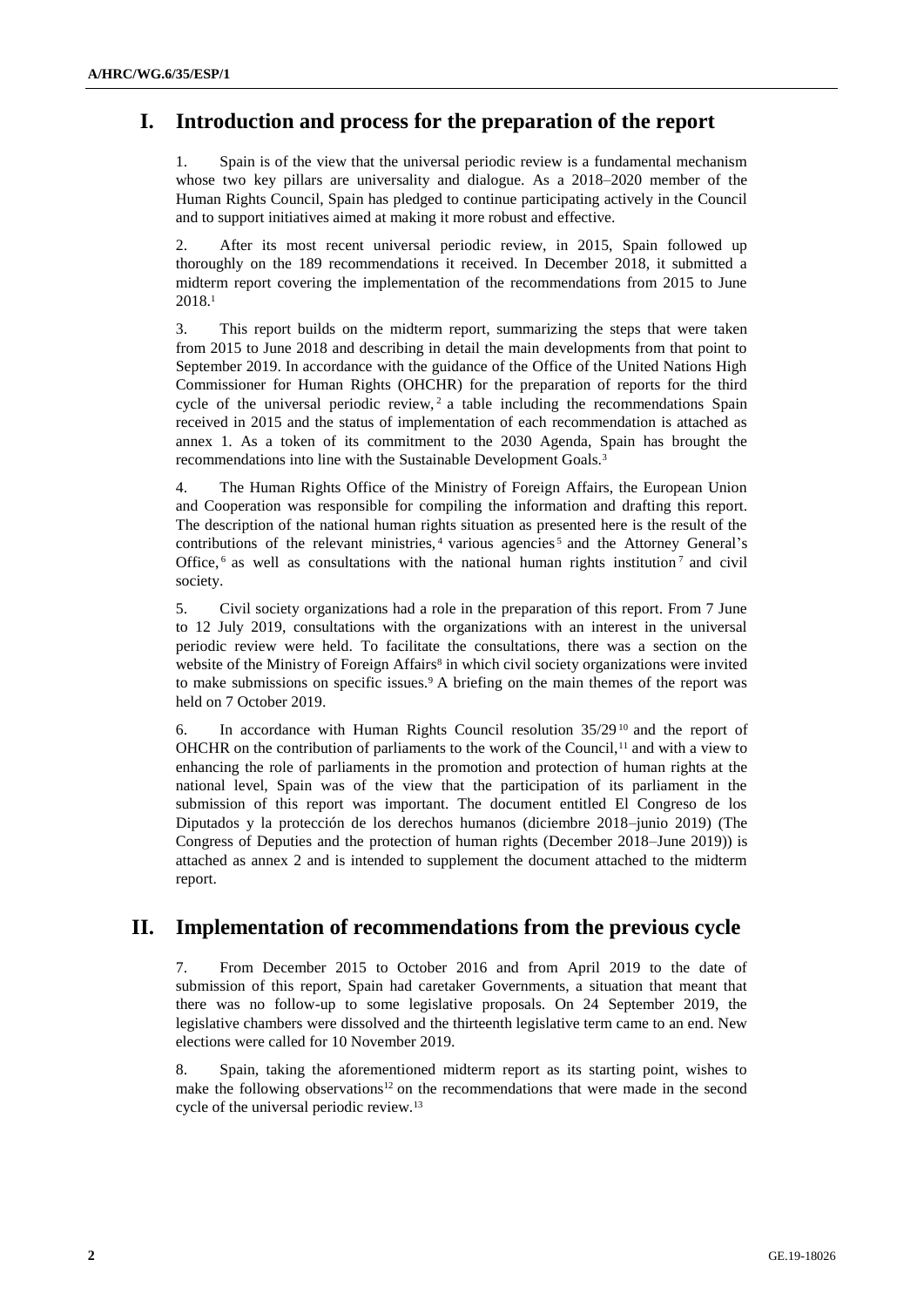## I. Introduction and process for the preparation of the report

1. Spain is of the view that the universal periodic review is a fundamental mechanism whose two key pillars are universality and dialogue. As a 2018–2020 member of the Human Rights Council, Spain has pledged to continue participating actively in the Council and to support initiatives aimed at making it more robust and effective.

2. After its most recent universal periodic review, in 2015, Spain followed up thoroughly on the 189 recommendations it received. In December 2018, it submitted a midterm report covering the implementation of the recommendations from 2015 to June 2018.[1]

3. This report builds on the midterm report, summarizing the steps that were taken from 2015 to June 2018 and describing in detail the main developments from that point to September 2019. In accordance with the guidance of the Office of the United Nations High Commissioner for Human Rights (OHCHR) for the preparation of reports for the third cycle of the universal periodic review,[2] a table including the recommendations Spain received in 2015 and the status of implementation of each recommendation is attached as annex 1. As a token of its commitment to the 2030 Agenda, Spain has brought the recommendations into line with the Sustainable Development Goals.[3]

4. The Human Rights Office of the Ministry of Foreign Affairs, the European Union and Cooperation was responsible for compiling the information and drafting this report. The description of the national human rights situation as presented here is the result of the contributions of the relevant ministries,[4] various agencies[5] and the Attorney General's Office,[6] as well as consultations with the national human rights institution[7] and civil society.

5. Civil society organizations had a role in the preparation of this report. From 7 June to 12 July 2019, consultations with the organizations with an interest in the universal periodic review were held. To facilitate the consultations, there was a section on the website of the Ministry of Foreign Affairs[8] in which civil society organizations were invited to make submissions on specific issues.[9] A briefing on the main themes of the report was held on 7 October 2019.

6. In accordance with Human Rights Council resolution 35/29[10] and the report of OHCHR on the contribution of parliaments to the work of the Council,[11] and with a view to enhancing the role of parliaments in the promotion and protection of human rights at the national level, Spain was of the view that the participation of its parliament in the submission of this report was important. The document entitled El Congreso de los Diputados y la protección de los derechos humanos (diciembre 2018–junio 2019) (The Congress of Deputies and the protection of human rights (December 2018–June 2019)) is attached as annex 2 and is intended to supplement the document attached to the midterm report.

## II. Implementation of recommendations from the previous cycle

7. From December 2015 to October 2016 and from April 2019 to the date of submission of this report, Spain had caretaker Governments, a situation that meant that there was no follow-up to some legislative proposals. On 24 September 2019, the legislative chambers were dissolved and the thirteenth legislative term came to an end. New elections were called for 10 November 2019.

8. Spain, taking the aforementioned midterm report as its starting point, wishes to make the following observations[12] on the recommendations that were made in the second cycle of the universal periodic review.[13]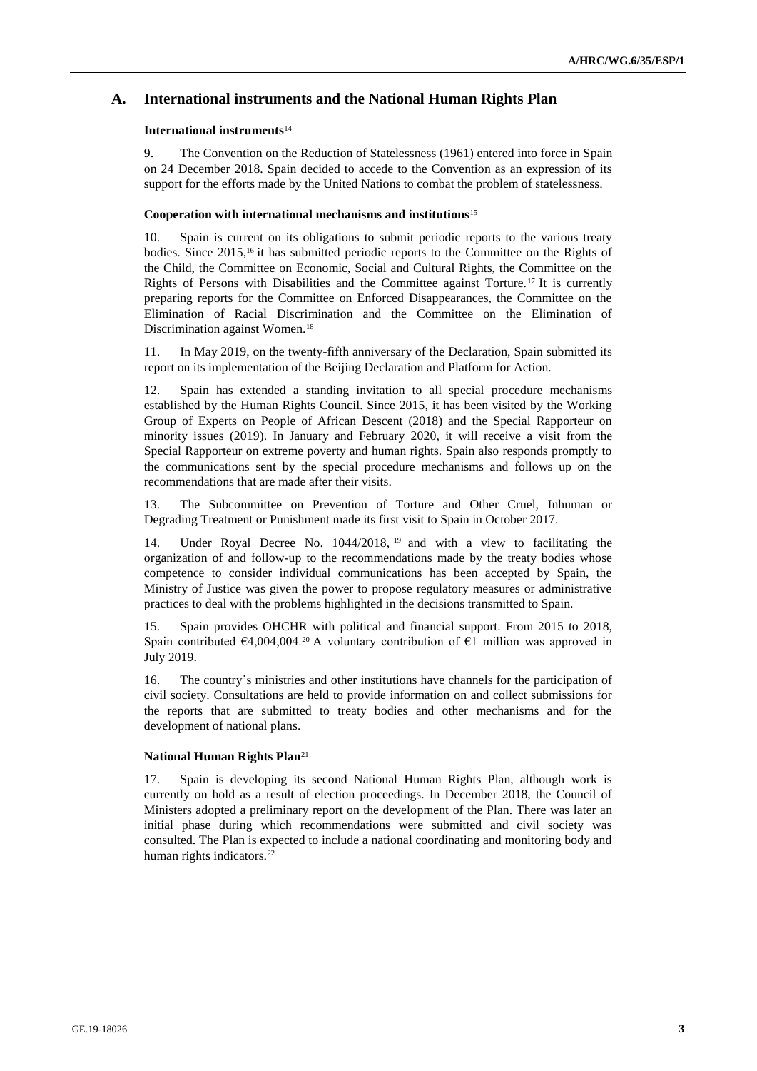## A. International instruments and the National Human Rights Plan

### International instruments[14]

9. The Convention on the Reduction of Statelessness (1961) entered into force in Spain on 24 December 2018. Spain decided to accede to the Convention as an expression of its support for the efforts made by the United Nations to combat the problem of statelessness.

### Cooperation with international mechanisms and institutions[15]

10. Spain is current on its obligations to submit periodic reports to the various treaty bodies. Since 2015,[16] it has submitted periodic reports to the Committee on the Rights of the Child, the Committee on Economic, Social and Cultural Rights, the Committee on the Rights of Persons with Disabilities and the Committee against Torture.[17] It is currently preparing reports for the Committee on Enforced Disappearances, the Committee on the Elimination of Racial Discrimination and the Committee on the Elimination of Discrimination against Women.[18]

11. In May 2019, on the twenty-fifth anniversary of the Declaration, Spain submitted its report on its implementation of the Beijing Declaration and Platform for Action.

12. Spain has extended a standing invitation to all special procedure mechanisms established by the Human Rights Council. Since 2015, it has been visited by the Working Group of Experts on People of African Descent (2018) and the Special Rapporteur on minority issues (2019). In January and February 2020, it will receive a visit from the Special Rapporteur on extreme poverty and human rights. Spain also responds promptly to the communications sent by the special procedure mechanisms and follows up on the recommendations that are made after their visits.

13. The Subcommittee on Prevention of Torture and Other Cruel, Inhuman or Degrading Treatment or Punishment made its first visit to Spain in October 2017.

14. Under Royal Decree No. 1044/2018,[19] and with a view to facilitating the organization of and follow-up to the recommendations made by the treaty bodies whose competence to consider individual communications has been accepted by Spain, the Ministry of Justice was given the power to propose regulatory measures or administrative practices to deal with the problems highlighted in the decisions transmitted to Spain.

15. Spain provides OHCHR with political and financial support. From 2015 to 2018, Spain contributed €4,004,004.[20] A voluntary contribution of €1 million was approved in July 2019.

16. The country's ministries and other institutions have channels for the participation of civil society. Consultations are held to provide information on and collect submissions for the reports that are submitted to treaty bodies and other mechanisms and for the development of national plans.

### National Human Rights Plan[21]

17. Spain is developing its second National Human Rights Plan, although work is currently on hold as a result of election proceedings. In December 2018, the Council of Ministers adopted a preliminary report on the development of the Plan. There was later an initial phase during which recommendations were submitted and civil society was consulted. The Plan is expected to include a national coordinating and monitoring body and human rights indicators.[22]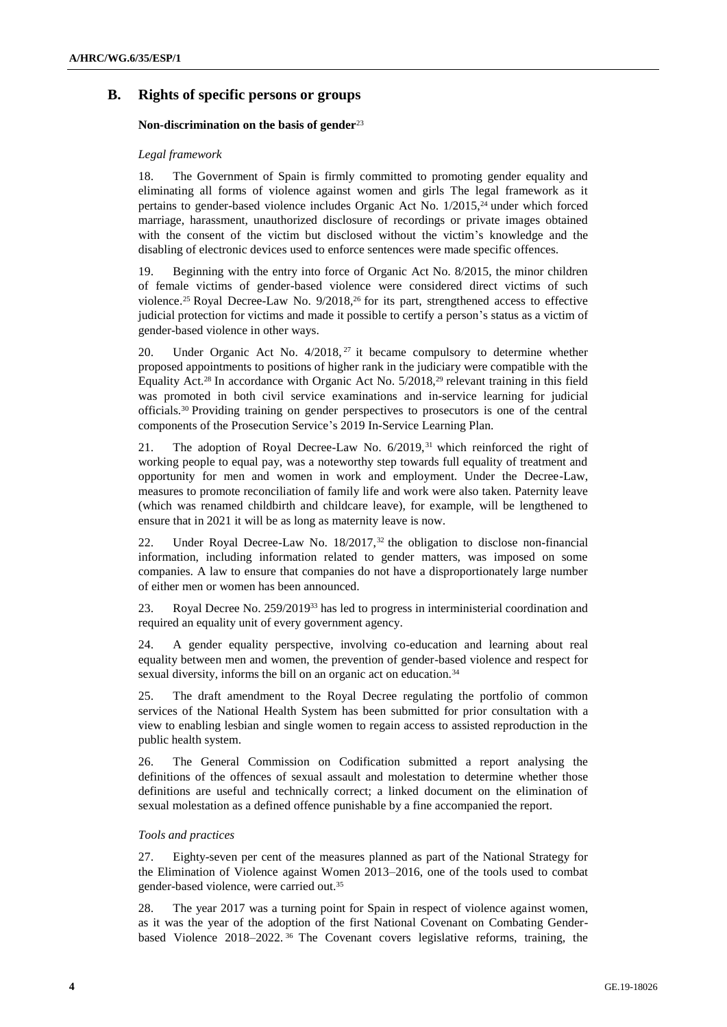## B. Rights of specific persons or groups

### Non-discrimination on the basis of gender[23]

*Legal framework*

18. The Government of Spain is firmly committed to promoting gender equality and eliminating all forms of violence against women and girls The legal framework as it pertains to gender-based violence includes Organic Act No. 1/2015,[24] under which forced marriage, harassment, unauthorized disclosure of recordings or private images obtained with the consent of the victim but disclosed without the victim's knowledge and the disabling of electronic devices used to enforce sentences were made specific offences.

19. Beginning with the entry into force of Organic Act No. 8/2015, the minor children of female victims of gender-based violence were considered direct victims of such violence.[25] Royal Decree-Law No. 9/2018,[26] for its part, strengthened access to effective judicial protection for victims and made it possible to certify a person's status as a victim of gender-based violence in other ways.

20. Under Organic Act No. 4/2018,[27] it became compulsory to determine whether proposed appointments to positions of higher rank in the judiciary were compatible with the Equality Act.[28] In accordance with Organic Act No. 5/2018,[29] relevant training in this field was promoted in both civil service examinations and in-service learning for judicial officials.[30] Providing training on gender perspectives to prosecutors is one of the central components of the Prosecution Service's 2019 In-Service Learning Plan.

21. The adoption of Royal Decree-Law No. 6/2019,[31] which reinforced the right of working people to equal pay, was a noteworthy step towards full equality of treatment and opportunity for men and women in work and employment. Under the Decree-Law, measures to promote reconciliation of family life and work were also taken. Paternity leave (which was renamed childbirth and childcare leave), for example, will be lengthened to ensure that in 2021 it will be as long as maternity leave is now.

22. Under Royal Decree-Law No. 18/2017,[32] the obligation to disclose non-financial information, including information related to gender matters, was imposed on some companies. A law to ensure that companies do not have a disproportionately large number of either men or women has been announced.

23. Royal Decree No. 259/2019[33] has led to progress in interministerial coordination and required an equality unit of every government agency.

24. A gender equality perspective, involving co-education and learning about real equality between men and women, the prevention of gender-based violence and respect for sexual diversity, informs the bill on an organic act on education.[34]

25. The draft amendment to the Royal Decree regulating the portfolio of common services of the National Health System has been submitted for prior consultation with a view to enabling lesbian and single women to regain access to assisted reproduction in the public health system.

26. The General Commission on Codification submitted a report analysing the definitions of the offences of sexual assault and molestation to determine whether those definitions are useful and technically correct; a linked document on the elimination of sexual molestation as a defined offence punishable by a fine accompanied the report.

*Tools and practices*

27. Eighty-seven per cent of the measures planned as part of the National Strategy for the Elimination of Violence against Women 2013–2016, one of the tools used to combat gender-based violence, were carried out.[35]

28. The year 2017 was a turning point for Spain in respect of violence against women, as it was the year of the adoption of the first National Covenant on Combating Gender-based Violence 2018–2022.[36] The Covenant covers legislative reforms, training, the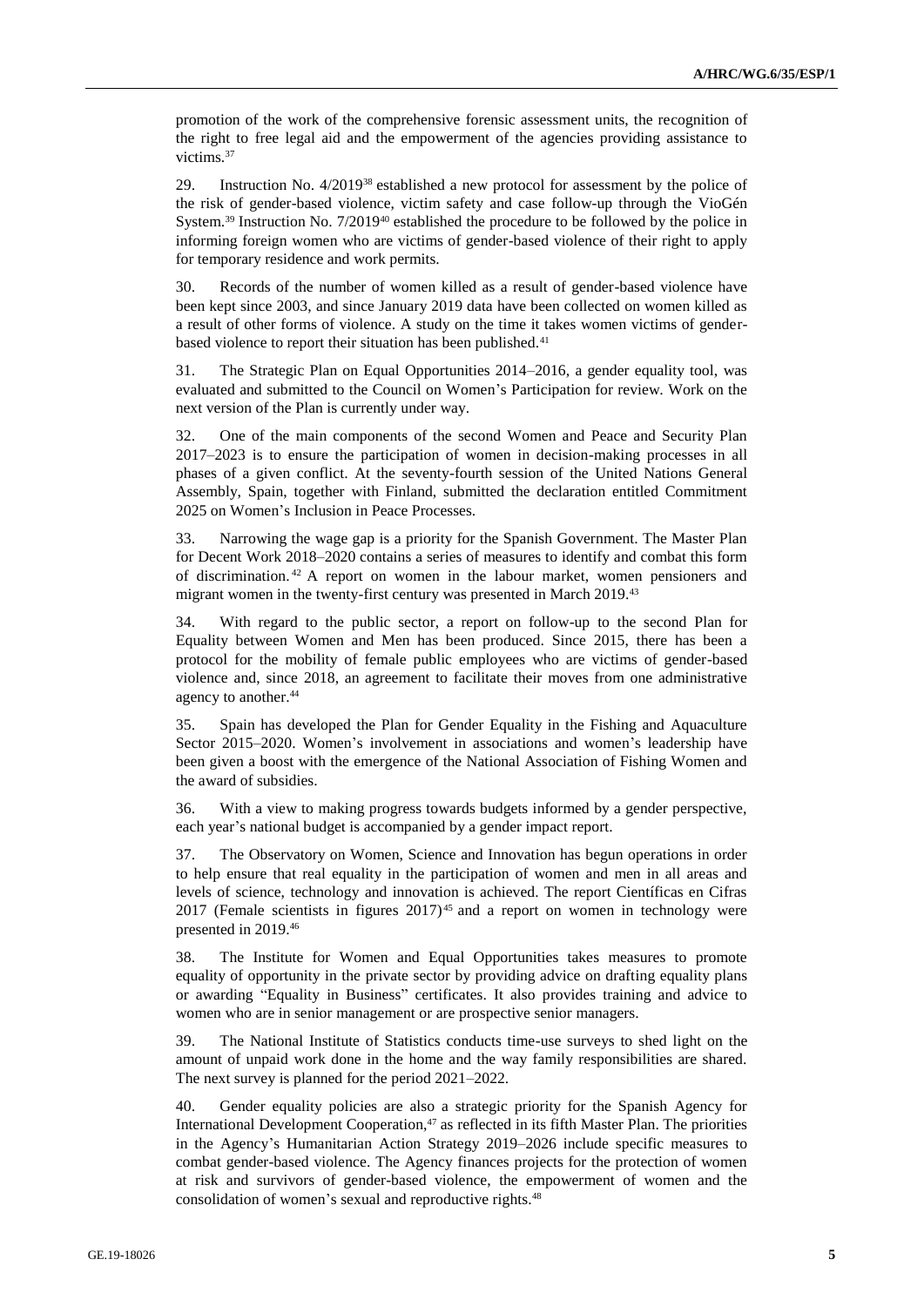promotion of the work of the comprehensive forensic assessment units, the recognition of the right to free legal aid and the empowerment of the agencies providing assistance to victims.[37]

29. Instruction No. 4/2019[38] established a new protocol for assessment by the police of the risk of gender-based violence, victim safety and case follow-up through the VioGén System.[39] Instruction No. 7/2019[40] established the procedure to be followed by the police in informing foreign women who are victims of gender-based violence of their right to apply for temporary residence and work permits.

30. Records of the number of women killed as a result of gender-based violence have been kept since 2003, and since January 2019 data have been collected on women killed as a result of other forms of violence. A study on the time it takes women victims of gender-based violence to report their situation has been published.[41]

31. The Strategic Plan on Equal Opportunities 2014–2016, a gender equality tool, was evaluated and submitted to the Council on Women's Participation for review. Work on the next version of the Plan is currently under way.

32. One of the main components of the second Women and Peace and Security Plan 2017–2023 is to ensure the participation of women in decision-making processes in all phases of a given conflict. At the seventy-fourth session of the United Nations General Assembly, Spain, together with Finland, submitted the declaration entitled Commitment 2025 on Women's Inclusion in Peace Processes.

33. Narrowing the wage gap is a priority for the Spanish Government. The Master Plan for Decent Work 2018–2020 contains a series of measures to identify and combat this form of discrimination.[42] A report on women in the labour market, women pensioners and migrant women in the twenty-first century was presented in March 2019.[43]

34. With regard to the public sector, a report on follow-up to the second Plan for Equality between Women and Men has been produced. Since 2015, there has been a protocol for the mobility of female public employees who are victims of gender-based violence and, since 2018, an agreement to facilitate their moves from one administrative agency to another.[44]

35. Spain has developed the Plan for Gender Equality in the Fishing and Aquaculture Sector 2015–2020. Women's involvement in associations and women's leadership have been given a boost with the emergence of the National Association of Fishing Women and the award of subsidies.

36. With a view to making progress towards budgets informed by a gender perspective, each year's national budget is accompanied by a gender impact report.

37. The Observatory on Women, Science and Innovation has begun operations in order to help ensure that real equality in the participation of women and men in all areas and levels of science, technology and innovation is achieved. The report Científicas en Cifras 2017 (Female scientists in figures 2017)[45] and a report on women in technology were presented in 2019.[46]

38. The Institute for Women and Equal Opportunities takes measures to promote equality of opportunity in the private sector by providing advice on drafting equality plans or awarding "Equality in Business" certificates. It also provides training and advice to women who are in senior management or are prospective senior managers.

39. The National Institute of Statistics conducts time-use surveys to shed light on the amount of unpaid work done in the home and the way family responsibilities are shared. The next survey is planned for the period 2021–2022.

40. Gender equality policies are also a strategic priority for the Spanish Agency for International Development Cooperation,[47] as reflected in its fifth Master Plan. The priorities in the Agency's Humanitarian Action Strategy 2019–2026 include specific measures to combat gender-based violence. The Agency finances projects for the protection of women at risk and survivors of gender-based violence, the empowerment of women and the consolidation of women's sexual and reproductive rights.[48]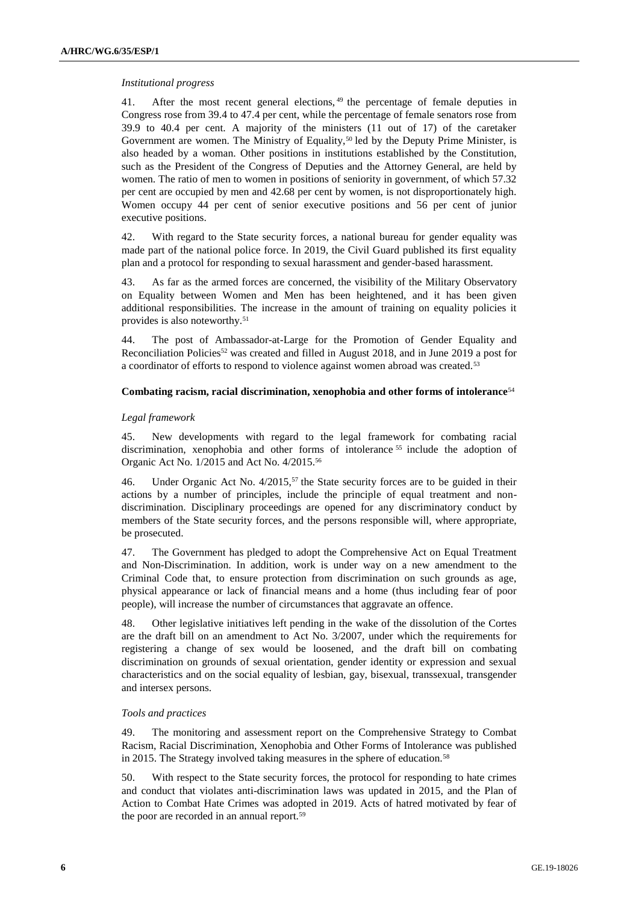*Institutional progress*

41. After the most recent general elections,[49] the percentage of female deputies in Congress rose from 39.4 to 47.4 per cent, while the percentage of female senators rose from 39.9 to 40.4 per cent. A majority of the ministers (11 out of 17) of the caretaker Government are women. The Ministry of Equality,[50] led by the Deputy Prime Minister, is also headed by a woman. Other positions in institutions established by the Constitution, such as the President of the Congress of Deputies and the Attorney General, are held by women. The ratio of men to women in positions of seniority in government, of which 57.32 per cent are occupied by men and 42.68 per cent by women, is not disproportionately high. Women occupy 44 per cent of senior executive positions and 56 per cent of junior executive positions.

42. With regard to the State security forces, a national bureau for gender equality was made part of the national police force. In 2019, the Civil Guard published its first equality plan and a protocol for responding to sexual harassment and gender-based harassment.

43. As far as the armed forces are concerned, the visibility of the Military Observatory on Equality between Women and Men has been heightened, and it has been given additional responsibilities. The increase in the amount of training on equality policies it provides is also noteworthy.[51]

44. The post of Ambassador-at-Large for the Promotion of Gender Equality and Reconciliation Policies[52] was created and filled in August 2018, and in June 2019 a post for a coordinator of efforts to respond to violence against women abroad was created.[53]

**Combating racism, racial discrimination, xenophobia and other forms of intolerance**[54]

*Legal framework*

45. New developments with regard to the legal framework for combating racial discrimination, xenophobia and other forms of intolerance[55] include the adoption of Organic Act No. 1/2015 and Act No. 4/2015.[56]

46. Under Organic Act No. 4/2015,[57] the State security forces are to be guided in their actions by a number of principles, include the principle of equal treatment and non-discrimination. Disciplinary proceedings are opened for any discriminatory conduct by members of the State security forces, and the persons responsible will, where appropriate, be prosecuted.

47. The Government has pledged to adopt the Comprehensive Act on Equal Treatment and Non-Discrimination. In addition, work is under way on a new amendment to the Criminal Code that, to ensure protection from discrimination on such grounds as age, physical appearance or lack of financial means and a home (thus including fear of poor people), will increase the number of circumstances that aggravate an offence.

48. Other legislative initiatives left pending in the wake of the dissolution of the Cortes are the draft bill on an amendment to Act No. 3/2007, under which the requirements for registering a change of sex would be loosened, and the draft bill on combating discrimination on grounds of sexual orientation, gender identity or expression and sexual characteristics and on the social equality of lesbian, gay, bisexual, transsexual, transgender and intersex persons.

*Tools and practices*

49. The monitoring and assessment report on the Comprehensive Strategy to Combat Racism, Racial Discrimination, Xenophobia and Other Forms of Intolerance was published in 2015. The Strategy involved taking measures in the sphere of education.[58]

50. With respect to the State security forces, the protocol for responding to hate crimes and conduct that violates anti-discrimination laws was updated in 2015, and the Plan of Action to Combat Hate Crimes was adopted in 2019. Acts of hatred motivated by fear of the poor are recorded in an annual report.[59]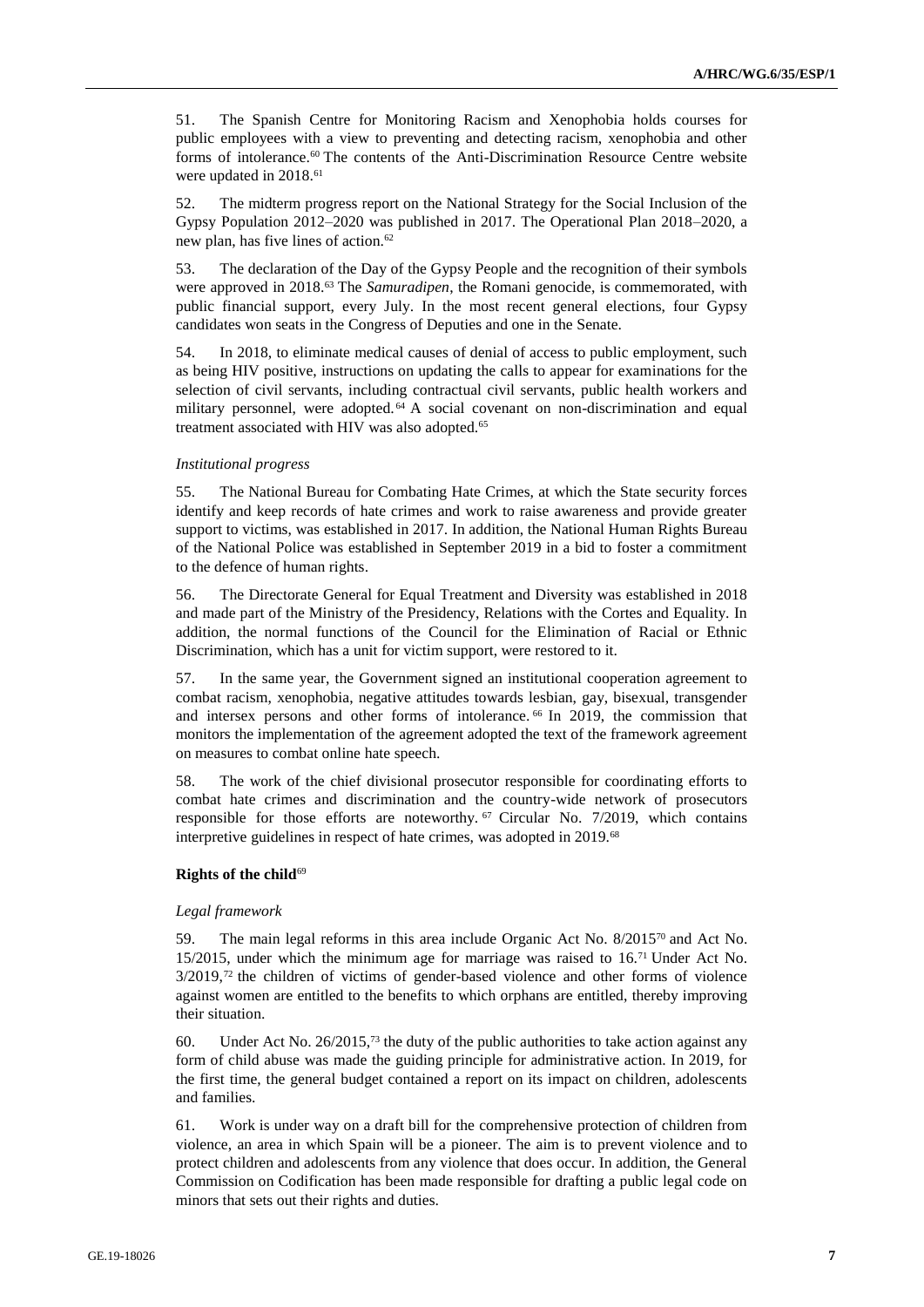51. The Spanish Centre for Monitoring Racism and Xenophobia holds courses for public employees with a view to preventing and detecting racism, xenophobia and other forms of intolerance.[60] The contents of the Anti-Discrimination Resource Centre website were updated in 2018.[61]

52. The midterm progress report on the National Strategy for the Social Inclusion of the Gypsy Population 2012–2020 was published in 2017. The Operational Plan 2018–2020, a new plan, has five lines of action.[62]

53. The declaration of the Day of the Gypsy People and the recognition of their symbols were approved in 2018.[63] The *Samuradipen*, the Romani genocide, is commemorated, with public financial support, every July. In the most recent general elections, four Gypsy candidates won seats in the Congress of Deputies and one in the Senate.

54. In 2018, to eliminate medical causes of denial of access to public employment, such as being HIV positive, instructions on updating the calls to appear for examinations for the selection of civil servants, including contractual civil servants, public health workers and military personnel, were adopted.[64] A social covenant on non-discrimination and equal treatment associated with HIV was also adopted.[65]

*Institutional progress*

55. The National Bureau for Combating Hate Crimes, at which the State security forces identify and keep records of hate crimes and work to raise awareness and provide greater support to victims, was established in 2017. In addition, the National Human Rights Bureau of the National Police was established in September 2019 in a bid to foster a commitment to the defence of human rights.

56. The Directorate General for Equal Treatment and Diversity was established in 2018 and made part of the Ministry of the Presidency, Relations with the Cortes and Equality. In addition, the normal functions of the Council for the Elimination of Racial or Ethnic Discrimination, which has a unit for victim support, were restored to it.

57. In the same year, the Government signed an institutional cooperation agreement to combat racism, xenophobia, negative attitudes towards lesbian, gay, bisexual, transgender and intersex persons and other forms of intolerance.[66] In 2019, the commission that monitors the implementation of the agreement adopted the text of the framework agreement on measures to combat online hate speech.

58. The work of the chief divisional prosecutor responsible for coordinating efforts to combat hate crimes and discrimination and the country-wide network of prosecutors responsible for those efforts are noteworthy.[67] Circular No. 7/2019, which contains interpretive guidelines in respect of hate crimes, was adopted in 2019.[68]

**Rights of the child**[69]

*Legal framework*

59. The main legal reforms in this area include Organic Act No. 8/2015[70] and Act No. 15/2015, under which the minimum age for marriage was raised to 16.[71] Under Act No. 3/2019,[72] the children of victims of gender-based violence and other forms of violence against women are entitled to the benefits to which orphans are entitled, thereby improving their situation.

60. Under Act No. 26/2015,[73] the duty of the public authorities to take action against any form of child abuse was made the guiding principle for administrative action. In 2019, for the first time, the general budget contained a report on its impact on children, adolescents and families.

61. Work is under way on a draft bill for the comprehensive protection of children from violence, an area in which Spain will be a pioneer. The aim is to prevent violence and to protect children and adolescents from any violence that does occur. In addition, the General Commission on Codification has been made responsible for drafting a public legal code on minors that sets out their rights and duties.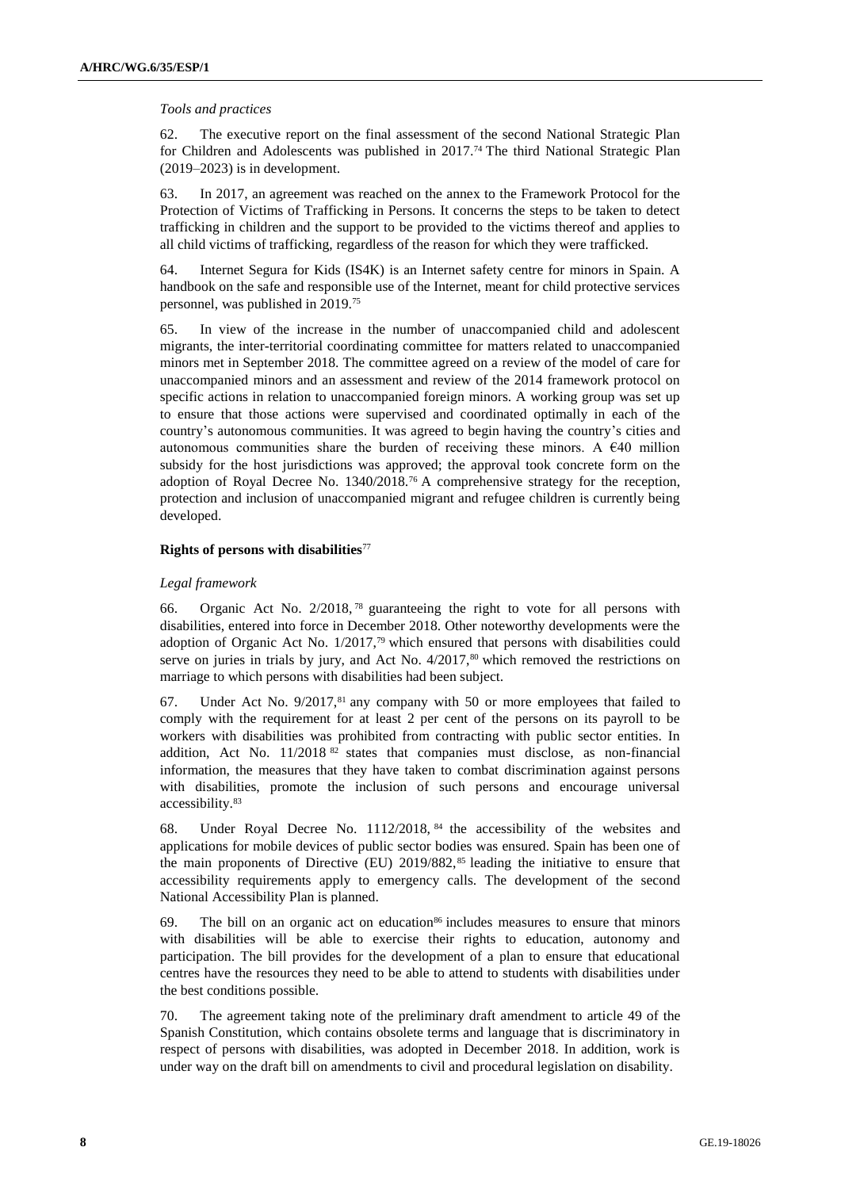*Tools and practices*

62. The executive report on the final assessment of the second National Strategic Plan for Children and Adolescents was published in 2017.[74] The third National Strategic Plan (2019–2023) is in development.

63. In 2017, an agreement was reached on the annex to the Framework Protocol for the Protection of Victims of Trafficking in Persons. It concerns the steps to be taken to detect trafficking in children and the support to be provided to the victims thereof and applies to all child victims of trafficking, regardless of the reason for which they were trafficked.

64. Internet Segura for Kids (IS4K) is an Internet safety centre for minors in Spain. A handbook on the safe and responsible use of the Internet, meant for child protective services personnel, was published in 2019.[75]

65. In view of the increase in the number of unaccompanied child and adolescent migrants, the inter-territorial coordinating committee for matters related to unaccompanied minors met in September 2018. The committee agreed on a review of the model of care for unaccompanied minors and an assessment and review of the 2014 framework protocol on specific actions in relation to unaccompanied foreign minors. A working group was set up to ensure that those actions were supervised and coordinated optimally in each of the country's autonomous communities. It was agreed to begin having the country's cities and autonomous communities share the burden of receiving these minors. A €40 million subsidy for the host jurisdictions was approved; the approval took concrete form on the adoption of Royal Decree No. 1340/2018.[76] A comprehensive strategy for the reception, protection and inclusion of unaccompanied migrant and refugee children is currently being developed.

**Rights of persons with disabilities**[77]

*Legal framework*

66. Organic Act No. 2/2018,[78] guaranteeing the right to vote for all persons with disabilities, entered into force in December 2018. Other noteworthy developments were the adoption of Organic Act No. 1/2017,[79] which ensured that persons with disabilities could serve on juries in trials by jury, and Act No. 4/2017,[80] which removed the restrictions on marriage to which persons with disabilities had been subject.

67. Under Act No. 9/2017,[81] any company with 50 or more employees that failed to comply with the requirement for at least 2 per cent of the persons on its payroll to be workers with disabilities was prohibited from contracting with public sector entities. In addition, Act No. 11/2018[82] states that companies must disclose, as non-financial information, the measures that they have taken to combat discrimination against persons with disabilities, promote the inclusion of such persons and encourage universal accessibility.[83]

68. Under Royal Decree No. 1112/2018,[84] the accessibility of the websites and applications for mobile devices of public sector bodies was ensured. Spain has been one of the main proponents of Directive (EU) 2019/882,[85] leading the initiative to ensure that accessibility requirements apply to emergency calls. The development of the second National Accessibility Plan is planned.

69. The bill on an organic act on education[86] includes measures to ensure that minors with disabilities will be able to exercise their rights to education, autonomy and participation. The bill provides for the development of a plan to ensure that educational centres have the resources they need to be able to attend to students with disabilities under the best conditions possible.

70. The agreement taking note of the preliminary draft amendment to article 49 of the Spanish Constitution, which contains obsolete terms and language that is discriminatory in respect of persons with disabilities, was adopted in December 2018. In addition, work is under way on the draft bill on amendments to civil and procedural legislation on disability.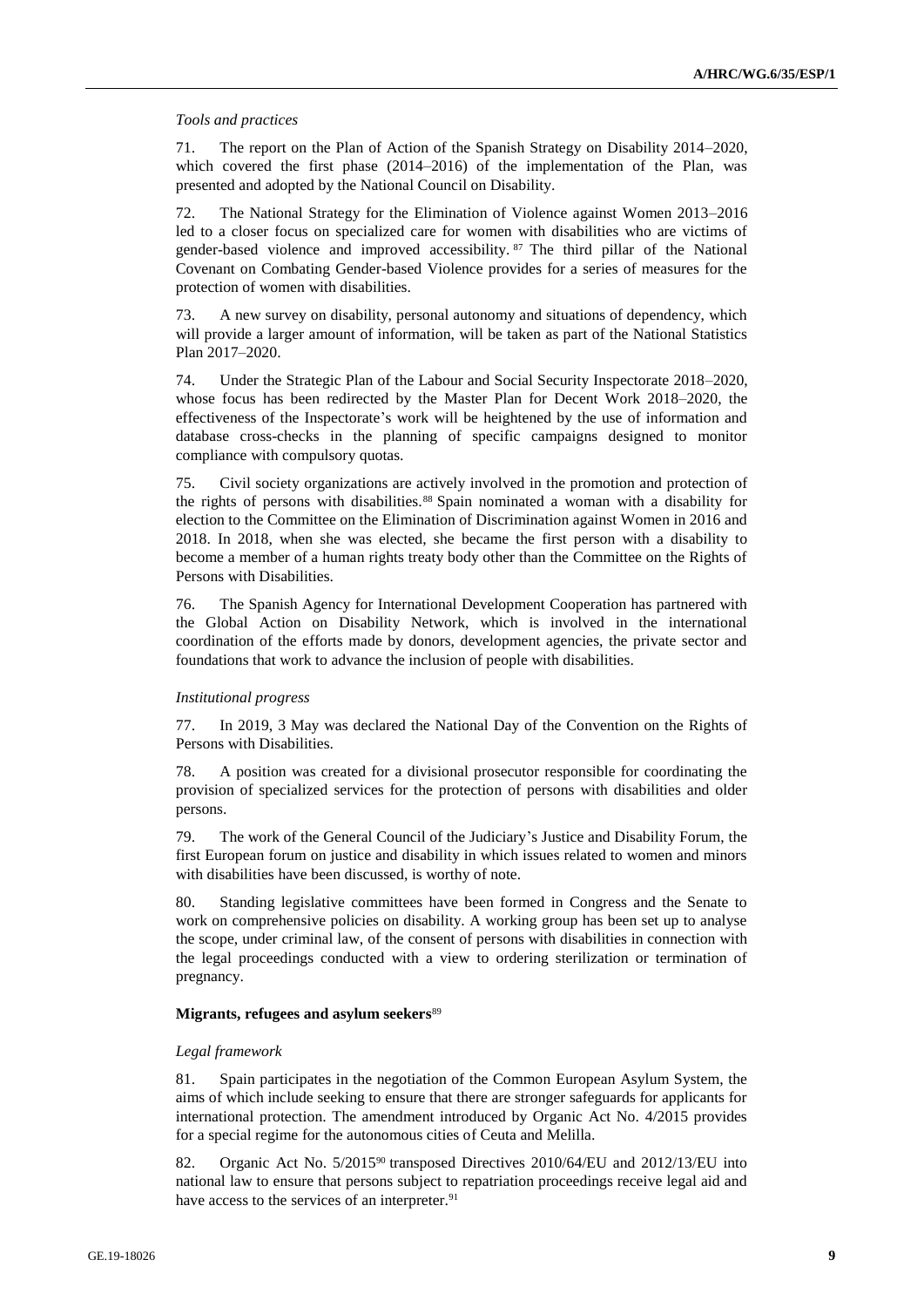*Tools and practices*

71. The report on the Plan of Action of the Spanish Strategy on Disability 2014–2020, which covered the first phase (2014–2016) of the implementation of the Plan, was presented and adopted by the National Council on Disability.

72. The National Strategy for the Elimination of Violence against Women 2013–2016 led to a closer focus on specialized care for women with disabilities who are victims of gender-based violence and improved accessibility.[87] The third pillar of the National Covenant on Combating Gender-based Violence provides for a series of measures for the protection of women with disabilities.

73. A new survey on disability, personal autonomy and situations of dependency, which will provide a larger amount of information, will be taken as part of the National Statistics Plan 2017–2020.

74. Under the Strategic Plan of the Labour and Social Security Inspectorate 2018–2020, whose focus has been redirected by the Master Plan for Decent Work 2018–2020, the effectiveness of the Inspectorate's work will be heightened by the use of information and database cross-checks in the planning of specific campaigns designed to monitor compliance with compulsory quotas.

75. Civil society organizations are actively involved in the promotion and protection of the rights of persons with disabilities.[88] Spain nominated a woman with a disability for election to the Committee on the Elimination of Discrimination against Women in 2016 and 2018. In 2018, when she was elected, she became the first person with a disability to become a member of a human rights treaty body other than the Committee on the Rights of Persons with Disabilities.

76. The Spanish Agency for International Development Cooperation has partnered with the Global Action on Disability Network, which is involved in the international coordination of the efforts made by donors, development agencies, the private sector and foundations that work to advance the inclusion of people with disabilities.

*Institutional progress*

77. In 2019, 3 May was declared the National Day of the Convention on the Rights of Persons with Disabilities.

78. A position was created for a divisional prosecutor responsible for coordinating the provision of specialized services for the protection of persons with disabilities and older persons.

79. The work of the General Council of the Judiciary's Justice and Disability Forum, the first European forum on justice and disability in which issues related to women and minors with disabilities have been discussed, is worthy of note.

80. Standing legislative committees have been formed in Congress and the Senate to work on comprehensive policies on disability. A working group has been set up to analyse the scope, under criminal law, of the consent of persons with disabilities in connection with the legal proceedings conducted with a view to ordering sterilization or termination of pregnancy.

**Migrants, refugees and asylum seekers**[89]

*Legal framework*

81. Spain participates in the negotiation of the Common European Asylum System, the aims of which include seeking to ensure that there are stronger safeguards for applicants for international protection. The amendment introduced by Organic Act No. 4/2015 provides for a special regime for the autonomous cities of Ceuta and Melilla.

82. Organic Act No. 5/2015[90] transposed Directives 2010/64/EU and 2012/13/EU into national law to ensure that persons subject to repatriation proceedings receive legal aid and have access to the services of an interpreter.[91]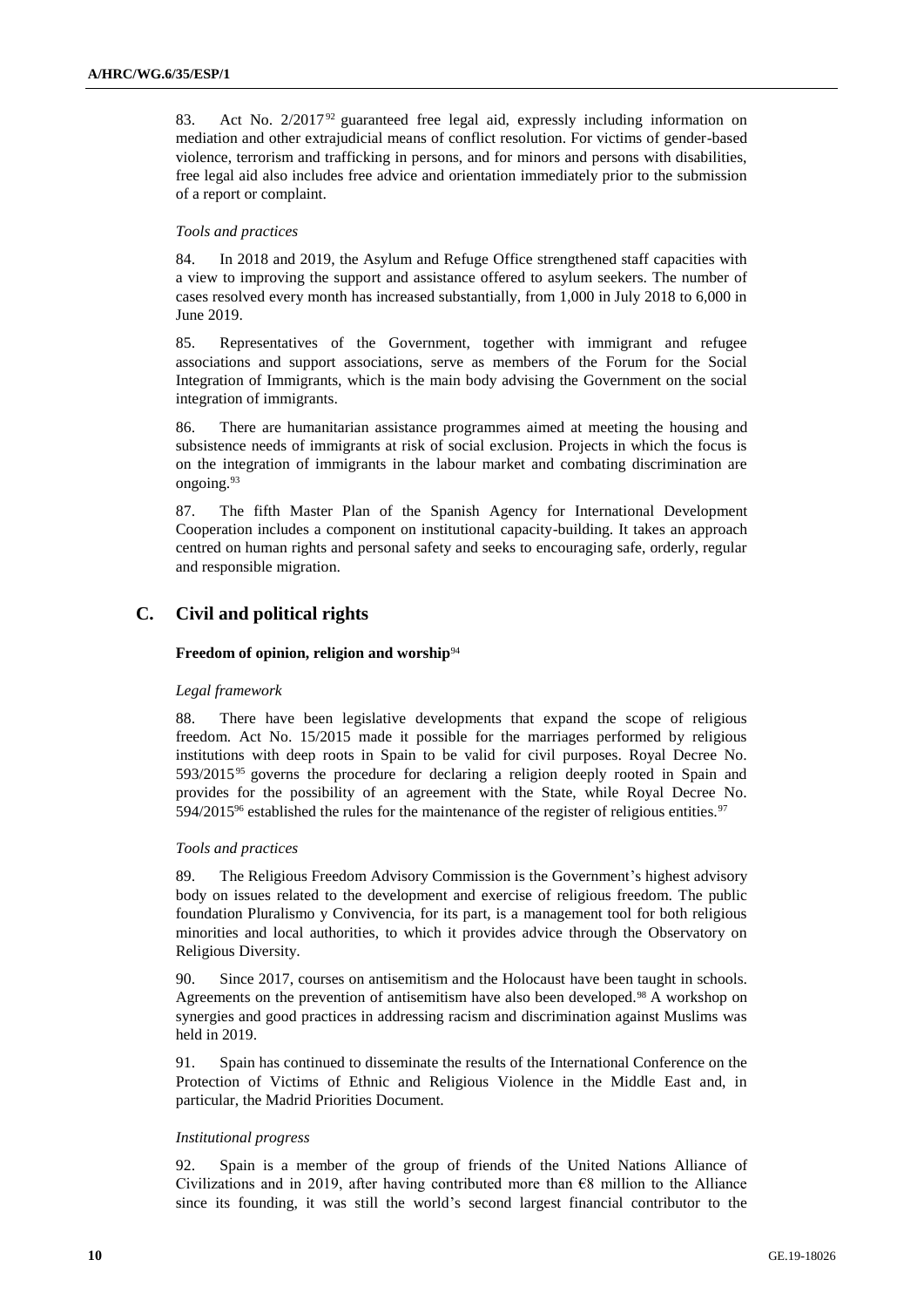83. Act No. 2/2017[92] guaranteed free legal aid, expressly including information on mediation and other extrajudicial means of conflict resolution. For victims of gender-based violence, terrorism and trafficking in persons, and for minors and persons with disabilities, free legal aid also includes free advice and orientation immediately prior to the submission of a report or complaint.

*Tools and practices*

84. In 2018 and 2019, the Asylum and Refuge Office strengthened staff capacities with a view to improving the support and assistance offered to asylum seekers. The number of cases resolved every month has increased substantially, from 1,000 in July 2018 to 6,000 in June 2019.

85. Representatives of the Government, together with immigrant and refugee associations and support associations, serve as members of the Forum for the Social Integration of Immigrants, which is the main body advising the Government on the social integration of immigrants.

86. There are humanitarian assistance programmes aimed at meeting the housing and subsistence needs of immigrants at risk of social exclusion. Projects in which the focus is on the integration of immigrants in the labour market and combating discrimination are ongoing.[93]

87. The fifth Master Plan of the Spanish Agency for International Development Cooperation includes a component on institutional capacity-building. It takes an approach centred on human rights and personal safety and seeks to encouraging safe, orderly, regular and responsible migration.

## C. Civil and political rights

### Freedom of opinion, religion and worship[94]

*Legal framework*

88. There have been legislative developments that expand the scope of religious freedom. Act No. 15/2015 made it possible for the marriages performed by religious institutions with deep roots in Spain to be valid for civil purposes. Royal Decree No. 593/2015[95] governs the procedure for declaring a religion deeply rooted in Spain and provides for the possibility of an agreement with the State, while Royal Decree No. 594/2015[96] established the rules for the maintenance of the register of religious entities.[97]

*Tools and practices*

89. The Religious Freedom Advisory Commission is the Government's highest advisory body on issues related to the development and exercise of religious freedom. The public foundation Pluralismo y Convivencia, for its part, is a management tool for both religious minorities and local authorities, to which it provides advice through the Observatory on Religious Diversity.

90. Since 2017, courses on antisemitism and the Holocaust have been taught in schools. Agreements on the prevention of antisemitism have also been developed.[98] A workshop on synergies and good practices in addressing racism and discrimination against Muslims was held in 2019.

91. Spain has continued to disseminate the results of the International Conference on the Protection of Victims of Ethnic and Religious Violence in the Middle East and, in particular, the Madrid Priorities Document.

*Institutional progress*

92. Spain is a member of the group of friends of the United Nations Alliance of Civilizations and in 2019, after having contributed more than €8 million to the Alliance since its founding, it was still the world's second largest financial contributor to the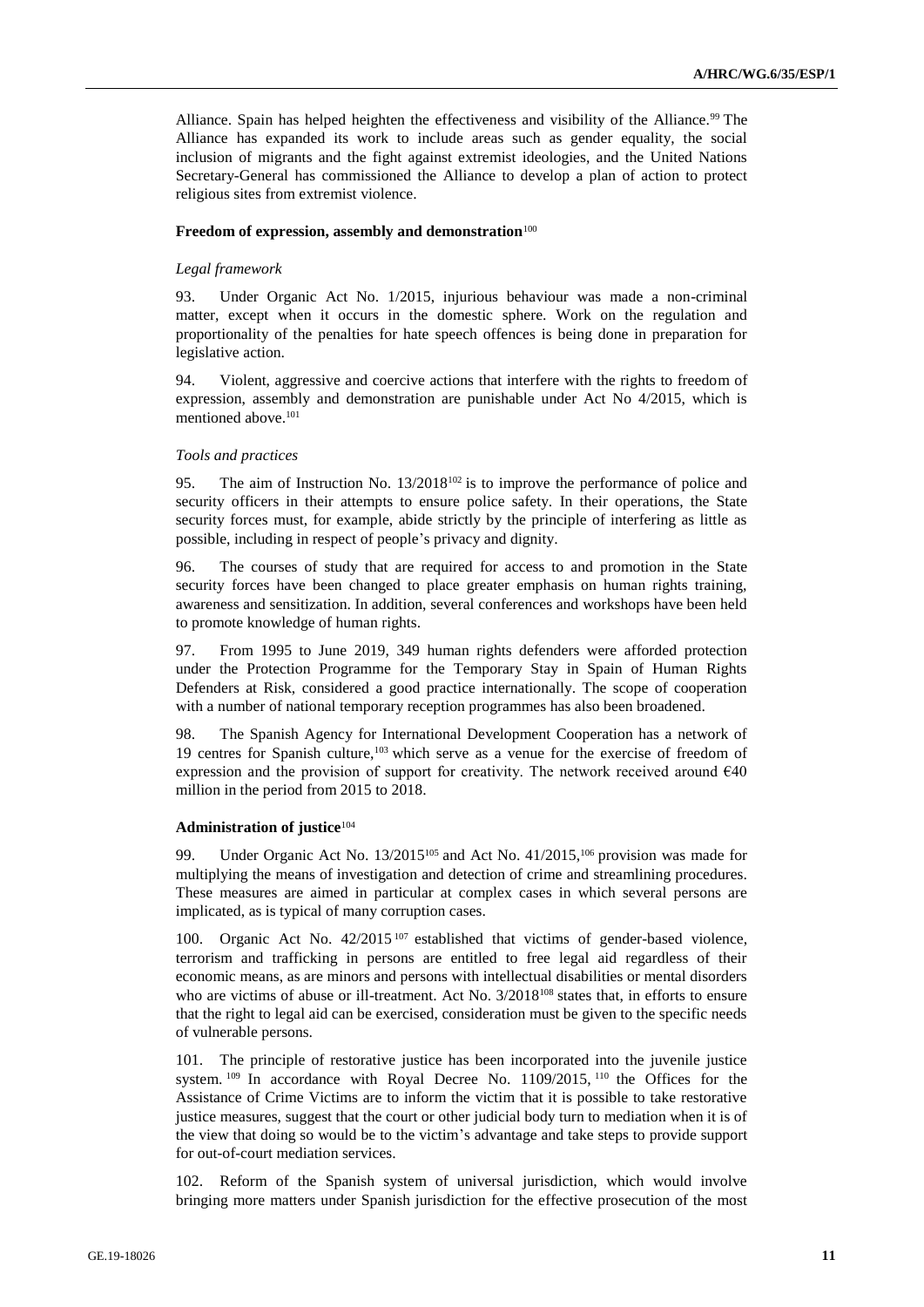Alliance. Spain has helped heighten the effectiveness and visibility of the Alliance.[99] The Alliance has expanded its work to include areas such as gender equality, the social inclusion of migrants and the fight against extremist ideologies, and the United Nations Secretary-General has commissioned the Alliance to develop a plan of action to protect religious sites from extremist violence.

**Freedom of expression, assembly and demonstration**[100]

*Legal framework*

93. Under Organic Act No. 1/2015, injurious behaviour was made a non-criminal matter, except when it occurs in the domestic sphere. Work on the regulation and proportionality of the penalties for hate speech offences is being done in preparation for legislative action.

94. Violent, aggressive and coercive actions that interfere with the rights to freedom of expression, assembly and demonstration are punishable under Act No 4/2015, which is mentioned above.[101]

*Tools and practices*

95. The aim of Instruction No. 13/2018[102] is to improve the performance of police and security officers in their attempts to ensure police safety. In their operations, the State security forces must, for example, abide strictly by the principle of interfering as little as possible, including in respect of people's privacy and dignity.

96. The courses of study that are required for access to and promotion in the State security forces have been changed to place greater emphasis on human rights training, awareness and sensitization. In addition, several conferences and workshops have been held to promote knowledge of human rights.

97. From 1995 to June 2019, 349 human rights defenders were afforded protection under the Protection Programme for the Temporary Stay in Spain of Human Rights Defenders at Risk, considered a good practice internationally. The scope of cooperation with a number of national temporary reception programmes has also been broadened.

98. The Spanish Agency for International Development Cooperation has a network of 19 centres for Spanish culture,[103] which serve as a venue for the exercise of freedom of expression and the provision of support for creativity. The network received around €40 million in the period from 2015 to 2018.

**Administration of justice**[104]

99. Under Organic Act No. 13/2015[105] and Act No. 41/2015,[106] provision was made for multiplying the means of investigation and detection of crime and streamlining procedures. These measures are aimed in particular at complex cases in which several persons are implicated, as is typical of many corruption cases.

100. Organic Act No. 42/2015[107] established that victims of gender-based violence, terrorism and trafficking in persons are entitled to free legal aid regardless of their economic means, as are minors and persons with intellectual disabilities or mental disorders who are victims of abuse or ill-treatment. Act No. 3/2018[108] states that, in efforts to ensure that the right to legal aid can be exercised, consideration must be given to the specific needs of vulnerable persons.

101. The principle of restorative justice has been incorporated into the juvenile justice system.[109] In accordance with Royal Decree No. 1109/2015,[110] the Offices for the Assistance of Crime Victims are to inform the victim that it is possible to take restorative justice measures, suggest that the court or other judicial body turn to mediation when it is of the view that doing so would be to the victim's advantage and take steps to provide support for out-of-court mediation services.

102. Reform of the Spanish system of universal jurisdiction, which would involve bringing more matters under Spanish jurisdiction for the effective prosecution of the most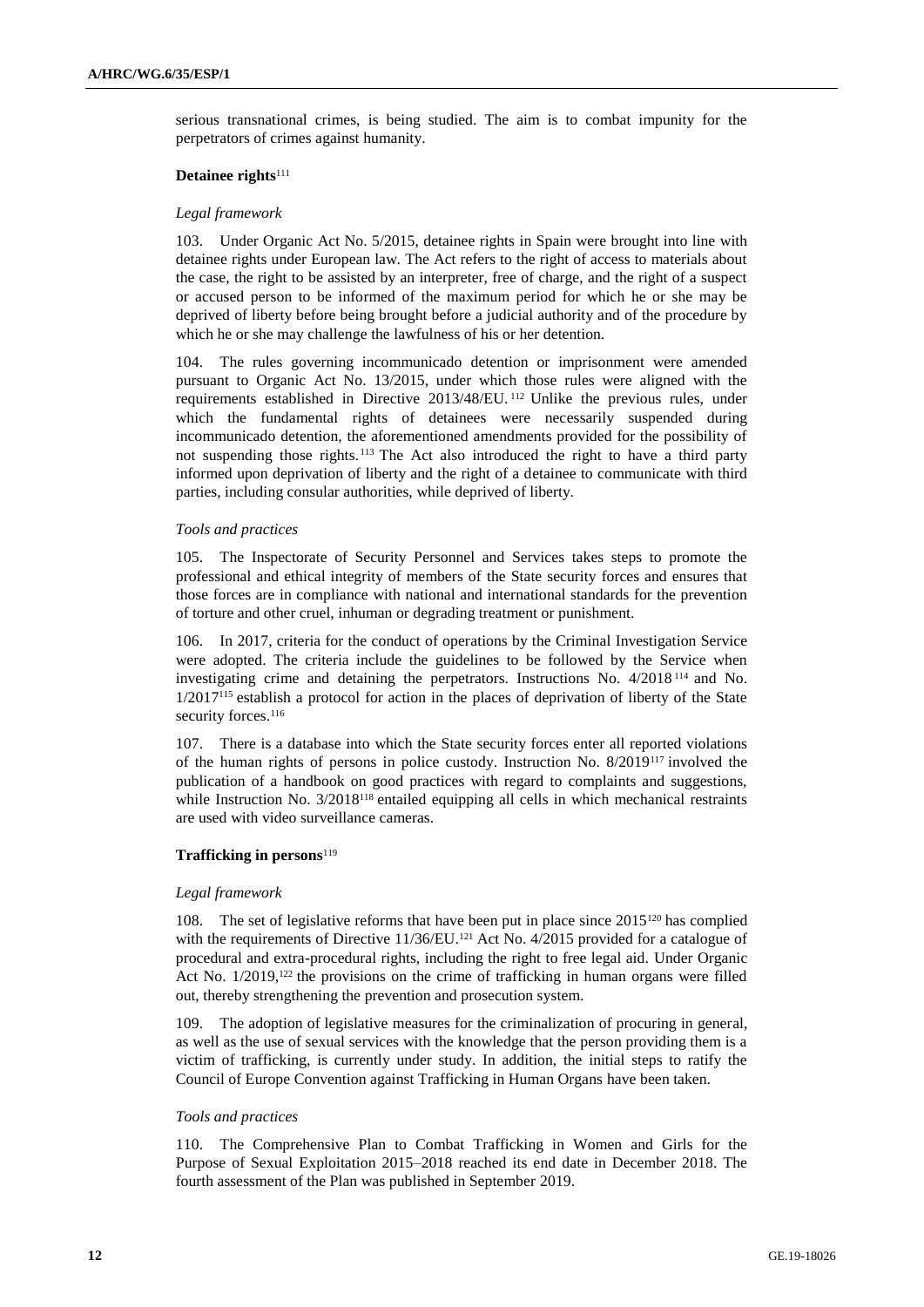serious transnational crimes, is being studied. The aim is to combat impunity for the perpetrators of crimes against humanity.

### Detainee rights[111]

#### *Legal framework*

103. Under Organic Act No. 5/2015, detainee rights in Spain were brought into line with detainee rights under European law. The Act refers to the right of access to materials about the case, the right to be assisted by an interpreter, free of charge, and the right of a suspect or accused person to be informed of the maximum period for which he or she may be deprived of liberty before being brought before a judicial authority and of the procedure by which he or she may challenge the lawfulness of his or her detention.

104. The rules governing incommunicado detention or imprisonment were amended pursuant to Organic Act No. 13/2015, under which those rules were aligned with the requirements established in Directive 2013/48/EU.[112] Unlike the previous rules, under which the fundamental rights of detainees were necessarily suspended during incommunicado detention, the aforementioned amendments provided for the possibility of not suspending those rights.[113] The Act also introduced the right to have a third party informed upon deprivation of liberty and the right of a detainee to communicate with third parties, including consular authorities, while deprived of liberty.

#### *Tools and practices*

105. The Inspectorate of Security Personnel and Services takes steps to promote the professional and ethical integrity of members of the State security forces and ensures that those forces are in compliance with national and international standards for the prevention of torture and other cruel, inhuman or degrading treatment or punishment.

106. In 2017, criteria for the conduct of operations by the Criminal Investigation Service were adopted. The criteria include the guidelines to be followed by the Service when investigating crime and detaining the perpetrators. Instructions No. 4/2018[114] and No. 1/2017[115] establish a protocol for action in the places of deprivation of liberty of the State security forces.[116]

107. There is a database into which the State security forces enter all reported violations of the human rights of persons in police custody. Instruction No. 8/2019[117] involved the publication of a handbook on good practices with regard to complaints and suggestions, while Instruction No. 3/2018[118] entailed equipping all cells in which mechanical restraints are used with video surveillance cameras.

### Trafficking in persons[119]

#### *Legal framework*

108. The set of legislative reforms that have been put in place since 2015[120] has complied with the requirements of Directive 11/36/EU.[121] Act No. 4/2015 provided for a catalogue of procedural and extra-procedural rights, including the right to free legal aid. Under Organic Act No. 1/2019,[122] the provisions on the crime of trafficking in human organs were filled out, thereby strengthening the prevention and prosecution system.

109. The adoption of legislative measures for the criminalization of procuring in general, as well as the use of sexual services with the knowledge that the person providing them is a victim of trafficking, is currently under study. In addition, the initial steps to ratify the Council of Europe Convention against Trafficking in Human Organs have been taken.

#### *Tools and practices*

110. The Comprehensive Plan to Combat Trafficking in Women and Girls for the Purpose of Sexual Exploitation 2015–2018 reached its end date in December 2018. The fourth assessment of the Plan was published in September 2019.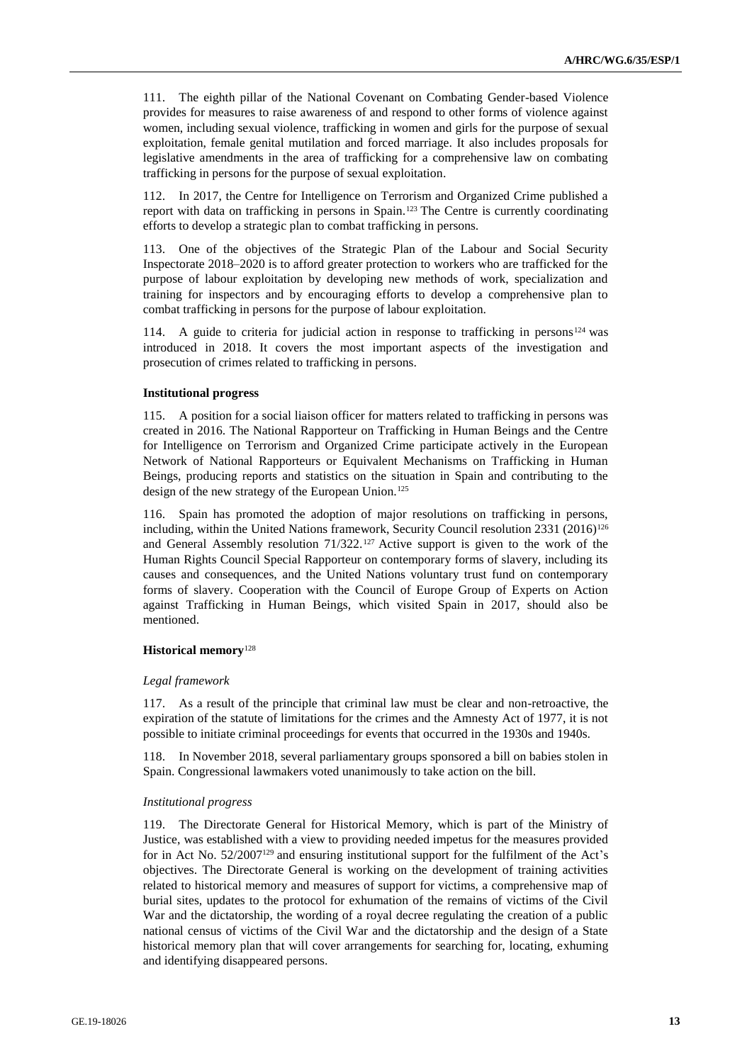111. The eighth pillar of the National Covenant on Combating Gender-based Violence provides for measures to raise awareness of and respond to other forms of violence against women, including sexual violence, trafficking in women and girls for the purpose of sexual exploitation, female genital mutilation and forced marriage. It also includes proposals for legislative amendments in the area of trafficking for a comprehensive law on combating trafficking in persons for the purpose of sexual exploitation.

112. In 2017, the Centre for Intelligence on Terrorism and Organized Crime published a report with data on trafficking in persons in Spain.[123] The Centre is currently coordinating efforts to develop a strategic plan to combat trafficking in persons.

113. One of the objectives of the Strategic Plan of the Labour and Social Security Inspectorate 2018–2020 is to afford greater protection to workers who are trafficked for the purpose of labour exploitation by developing new methods of work, specialization and training for inspectors and by encouraging efforts to develop a comprehensive plan to combat trafficking in persons for the purpose of labour exploitation.

114. A guide to criteria for judicial action in response to trafficking in persons[124] was introduced in 2018. It covers the most important aspects of the investigation and prosecution of crimes related to trafficking in persons.

**Institutional progress**

115. A position for a social liaison officer for matters related to trafficking in persons was created in 2016. The National Rapporteur on Trafficking in Human Beings and the Centre for Intelligence on Terrorism and Organized Crime participate actively in the European Network of National Rapporteurs or Equivalent Mechanisms on Trafficking in Human Beings, producing reports and statistics on the situation in Spain and contributing to the design of the new strategy of the European Union.[125]

116. Spain has promoted the adoption of major resolutions on trafficking in persons, including, within the United Nations framework, Security Council resolution 2331 (2016)[126] and General Assembly resolution 71/322.[127] Active support is given to the work of the Human Rights Council Special Rapporteur on contemporary forms of slavery, including its causes and consequences, and the United Nations voluntary trust fund on contemporary forms of slavery. Cooperation with the Council of Europe Group of Experts on Action against Trafficking in Human Beings, which visited Spain in 2017, should also be mentioned.

**Historical memory**[128]

*Legal framework*

117. As a result of the principle that criminal law must be clear and non-retroactive, the expiration of the statute of limitations for the crimes and the Amnesty Act of 1977, it is not possible to initiate criminal proceedings for events that occurred in the 1930s and 1940s.

118. In November 2018, several parliamentary groups sponsored a bill on babies stolen in Spain. Congressional lawmakers voted unanimously to take action on the bill.

*Institutional progress*

119. The Directorate General for Historical Memory, which is part of the Ministry of Justice, was established with a view to providing needed impetus for the measures provided for in Act No. 52/2007[129] and ensuring institutional support for the fulfilment of the Act's objectives. The Directorate General is working on the development of training activities related to historical memory and measures of support for victims, a comprehensive map of burial sites, updates to the protocol for exhumation of the remains of victims of the Civil War and the dictatorship, the wording of a royal decree regulating the creation of a public national census of victims of the Civil War and the dictatorship and the design of a State historical memory plan that will cover arrangements for searching for, locating, exhuming and identifying disappeared persons.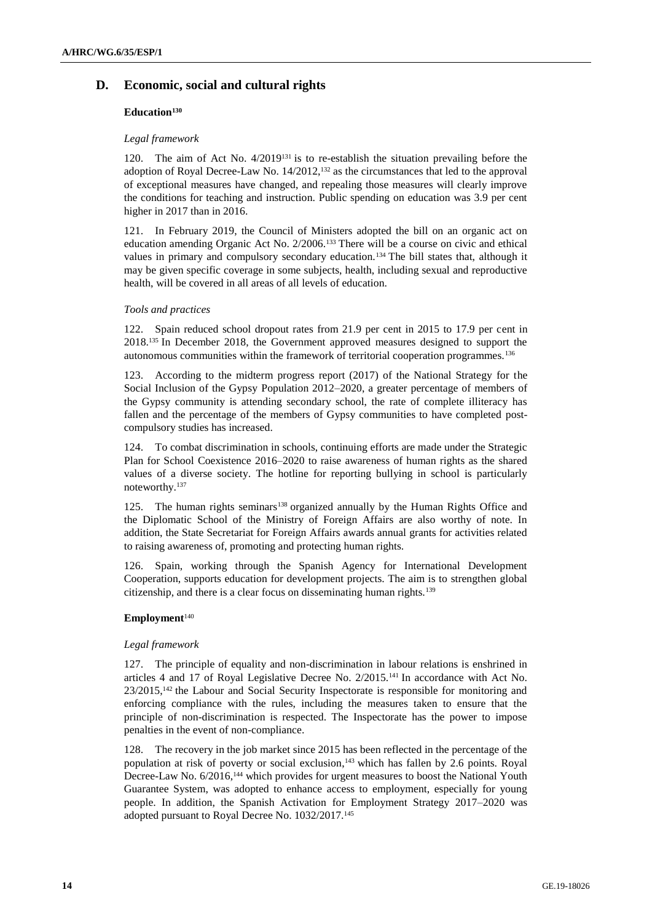## D. Economic, social and cultural rights

### Education[130]

*Legal framework*

120. The aim of Act No. 4/2019[131] is to re-establish the situation prevailing before the adoption of Royal Decree-Law No. 14/2012,[132] as the circumstances that led to the approval of exceptional measures have changed, and repealing those measures will clearly improve the conditions for teaching and instruction. Public spending on education was 3.9 per cent higher in 2017 than in 2016.

121. In February 2019, the Council of Ministers adopted the bill on an organic act on education amending Organic Act No. 2/2006.[133] There will be a course on civic and ethical values in primary and compulsory secondary education.[134] The bill states that, although it may be given specific coverage in some subjects, health, including sexual and reproductive health, will be covered in all areas of all levels of education.

*Tools and practices*

122. Spain reduced school dropout rates from 21.9 per cent in 2015 to 17.9 per cent in 2018.[135] In December 2018, the Government approved measures designed to support the autonomous communities within the framework of territorial cooperation programmes.[136]

123. According to the midterm progress report (2017) of the National Strategy for the Social Inclusion of the Gypsy Population 2012–2020, a greater percentage of members of the Gypsy community is attending secondary school, the rate of complete illiteracy has fallen and the percentage of the members of Gypsy communities to have completed post-compulsory studies has increased.

124. To combat discrimination in schools, continuing efforts are made under the Strategic Plan for School Coexistence 2016–2020 to raise awareness of human rights as the shared values of a diverse society. The hotline for reporting bullying in school is particularly noteworthy.[137]

125. The human rights seminars[138] organized annually by the Human Rights Office and the Diplomatic School of the Ministry of Foreign Affairs are also worthy of note. In addition, the State Secretariat for Foreign Affairs awards annual grants for activities related to raising awareness of, promoting and protecting human rights.

126. Spain, working through the Spanish Agency for International Development Cooperation, supports education for development projects. The aim is to strengthen global citizenship, and there is a clear focus on disseminating human rights.[139]

### Employment[140]

*Legal framework*

127. The principle of equality and non-discrimination in labour relations is enshrined in articles 4 and 17 of Royal Legislative Decree No. 2/2015.[141] In accordance with Act No. 23/2015,[142] the Labour and Social Security Inspectorate is responsible for monitoring and enforcing compliance with the rules, including the measures taken to ensure that the principle of non-discrimination is respected. The Inspectorate has the power to impose penalties in the event of non-compliance.

128. The recovery in the job market since 2015 has been reflected in the percentage of the population at risk of poverty or social exclusion,[143] which has fallen by 2.6 points. Royal Decree-Law No. 6/2016,[144] which provides for urgent measures to boost the National Youth Guarantee System, was adopted to enhance access to employment, especially for young people. In addition, the Spanish Activation for Employment Strategy 2017–2020 was adopted pursuant to Royal Decree No. 1032/2017.[145]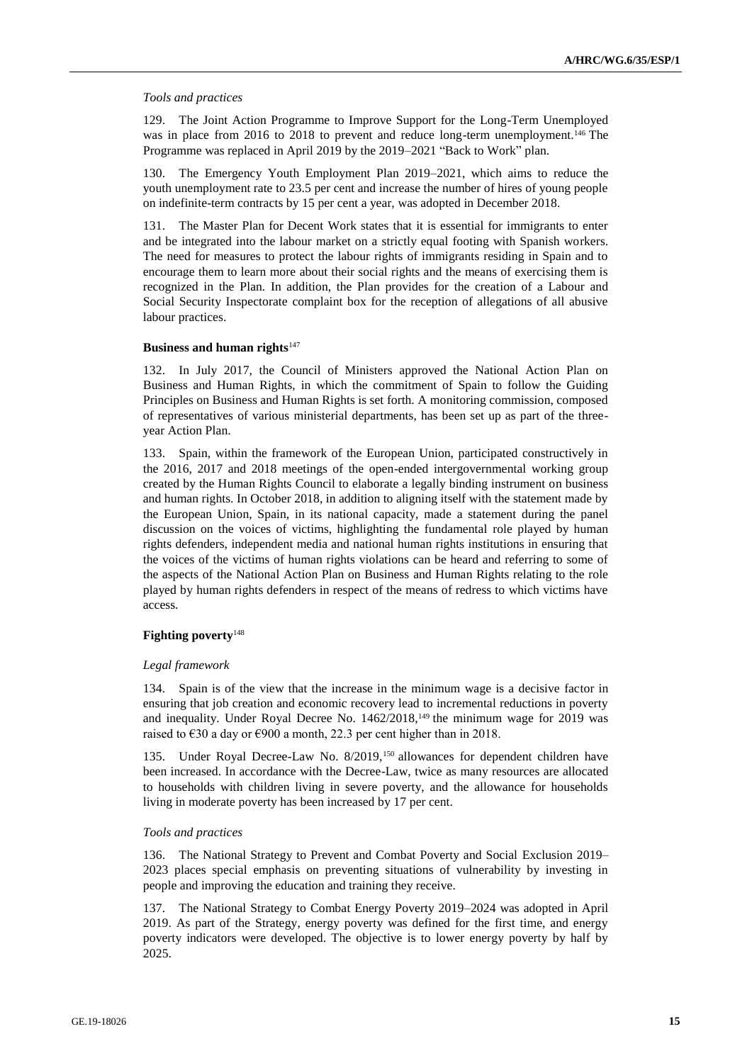*Tools and practices*

129. The Joint Action Programme to Improve Support for the Long-Term Unemployed was in place from 2016 to 2018 to prevent and reduce long-term unemployment.[146] The Programme was replaced in April 2019 by the 2019–2021 "Back to Work" plan.

130. The Emergency Youth Employment Plan 2019–2021, which aims to reduce the youth unemployment rate to 23.5 per cent and increase the number of hires of young people on indefinite-term contracts by 15 per cent a year, was adopted in December 2018.

131. The Master Plan for Decent Work states that it is essential for immigrants to enter and be integrated into the labour market on a strictly equal footing with Spanish workers. The need for measures to protect the labour rights of immigrants residing in Spain and to encourage them to learn more about their social rights and the means of exercising them is recognized in the Plan. In addition, the Plan provides for the creation of a Labour and Social Security Inspectorate complaint box for the reception of allegations of all abusive labour practices.

**Business and human rights**[147]

132. In July 2017, the Council of Ministers approved the National Action Plan on Business and Human Rights, in which the commitment of Spain to follow the Guiding Principles on Business and Human Rights is set forth. A monitoring commission, composed of representatives of various ministerial departments, has been set up as part of the three-year Action Plan.

133. Spain, within the framework of the European Union, participated constructively in the 2016, 2017 and 2018 meetings of the open-ended intergovernmental working group created by the Human Rights Council to elaborate a legally binding instrument on business and human rights. In October 2018, in addition to aligning itself with the statement made by the European Union, Spain, in its national capacity, made a statement during the panel discussion on the voices of victims, highlighting the fundamental role played by human rights defenders, independent media and national human rights institutions in ensuring that the voices of the victims of human rights violations can be heard and referring to some of the aspects of the National Action Plan on Business and Human Rights relating to the role played by human rights defenders in respect of the means of redress to which victims have access.

**Fighting poverty**[148]

*Legal framework*

134. Spain is of the view that the increase in the minimum wage is a decisive factor in ensuring that job creation and economic recovery lead to incremental reductions in poverty and inequality. Under Royal Decree No. 1462/2018,[149] the minimum wage for 2019 was raised to €30 a day or €900 a month, 22.3 per cent higher than in 2018.

135. Under Royal Decree-Law No. 8/2019,[150] allowances for dependent children have been increased. In accordance with the Decree-Law, twice as many resources are allocated to households with children living in severe poverty, and the allowance for households living in moderate poverty has been increased by 17 per cent.

*Tools and practices*

136. The National Strategy to Prevent and Combat Poverty and Social Exclusion 2019–2023 places special emphasis on preventing situations of vulnerability by investing in people and improving the education and training they receive.

137. The National Strategy to Combat Energy Poverty 2019–2024 was adopted in April 2019. As part of the Strategy, energy poverty was defined for the first time, and energy poverty indicators were developed. The objective is to lower energy poverty by half by 2025.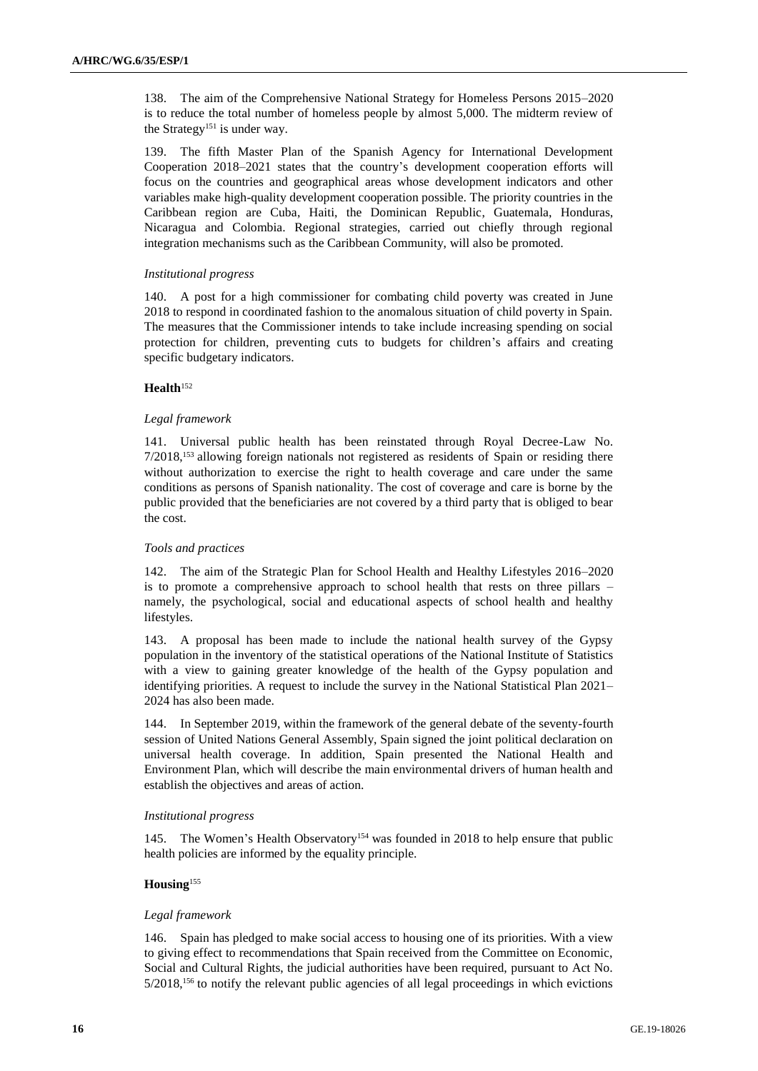138. The aim of the Comprehensive National Strategy for Homeless Persons 2015–2020 is to reduce the total number of homeless people by almost 5,000. The midterm review of the Strategy[151] is under way.

139. The fifth Master Plan of the Spanish Agency for International Development Cooperation 2018–2021 states that the country's development cooperation efforts will focus on the countries and geographical areas whose development indicators and other variables make high-quality development cooperation possible. The priority countries in the Caribbean region are Cuba, Haiti, the Dominican Republic, Guatemala, Honduras, Nicaragua and Colombia. Regional strategies, carried out chiefly through regional integration mechanisms such as the Caribbean Community, will also be promoted.

*Institutional progress*

140. A post for a high commissioner for combating child poverty was created in June 2018 to respond in coordinated fashion to the anomalous situation of child poverty in Spain. The measures that the Commissioner intends to take include increasing spending on social protection for children, preventing cuts to budgets for children's affairs and creating specific budgetary indicators.

### Health[152]

*Legal framework*

141. Universal public health has been reinstated through Royal Decree-Law No. 7/2018,[153] allowing foreign nationals not registered as residents of Spain or residing there without authorization to exercise the right to health coverage and care under the same conditions as persons of Spanish nationality. The cost of coverage and care is borne by the public provided that the beneficiaries are not covered by a third party that is obliged to bear the cost.

*Tools and practices*

142. The aim of the Strategic Plan for School Health and Healthy Lifestyles 2016–2020 is to promote a comprehensive approach to school health that rests on three pillars – namely, the psychological, social and educational aspects of school health and healthy lifestyles.

143. A proposal has been made to include the national health survey of the Gypsy population in the inventory of the statistical operations of the National Institute of Statistics with a view to gaining greater knowledge of the health of the Gypsy population and identifying priorities. A request to include the survey in the National Statistical Plan 2021–2024 has also been made.

144. In September 2019, within the framework of the general debate of the seventy-fourth session of United Nations General Assembly, Spain signed the joint political declaration on universal health coverage. In addition, Spain presented the National Health and Environment Plan, which will describe the main environmental drivers of human health and establish the objectives and areas of action.

*Institutional progress*

145. The Women's Health Observatory[154] was founded in 2018 to help ensure that public health policies are informed by the equality principle.

### Housing[155]

*Legal framework*

146. Spain has pledged to make social access to housing one of its priorities. With a view to giving effect to recommendations that Spain received from the Committee on Economic, Social and Cultural Rights, the judicial authorities have been required, pursuant to Act No. 5/2018,[156] to notify the relevant public agencies of all legal proceedings in which evictions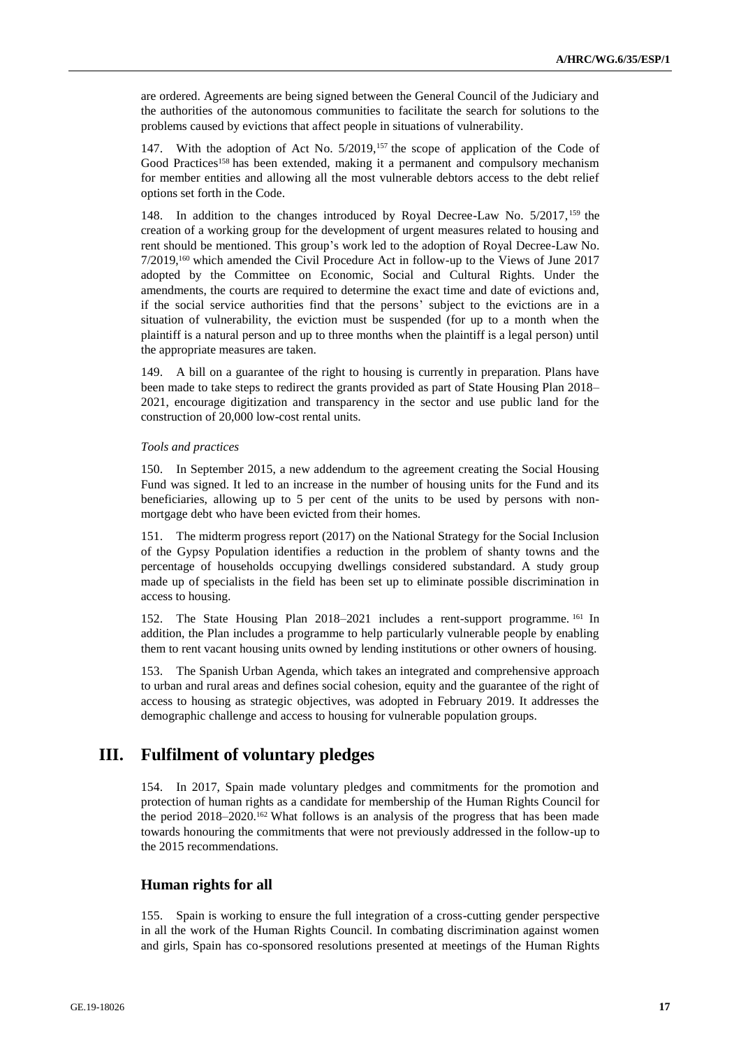are ordered. Agreements are being signed between the General Council of the Judiciary and the authorities of the autonomous communities to facilitate the search for solutions to the problems caused by evictions that affect people in situations of vulnerability.

147. With the adoption of Act No. 5/2019,[157] the scope of application of the Code of Good Practices[158] has been extended, making it a permanent and compulsory mechanism for member entities and allowing all the most vulnerable debtors access to the debt relief options set forth in the Code.

148. In addition to the changes introduced by Royal Decree-Law No. 5/2017,[159] the creation of a working group for the development of urgent measures related to housing and rent should be mentioned. This group's work led to the adoption of Royal Decree-Law No. 7/2019,[160] which amended the Civil Procedure Act in follow-up to the Views of June 2017 adopted by the Committee on Economic, Social and Cultural Rights. Under the amendments, the courts are required to determine the exact time and date of evictions and, if the social service authorities find that the persons' subject to the evictions are in a situation of vulnerability, the eviction must be suspended (for up to a month when the plaintiff is a natural person and up to three months when the plaintiff is a legal person) until the appropriate measures are taken.

149. A bill on a guarantee of the right to housing is currently in preparation. Plans have been made to take steps to redirect the grants provided as part of State Housing Plan 2018–2021, encourage digitization and transparency in the sector and use public land for the construction of 20,000 low-cost rental units.

*Tools and practices*

150. In September 2015, a new addendum to the agreement creating the Social Housing Fund was signed. It led to an increase in the number of housing units for the Fund and its beneficiaries, allowing up to 5 per cent of the units to be used by persons with non-mortgage debt who have been evicted from their homes.

151. The midterm progress report (2017) on the National Strategy for the Social Inclusion of the Gypsy Population identifies a reduction in the problem of shanty towns and the percentage of households occupying dwellings considered substandard. A study group made up of specialists in the field has been set up to eliminate possible discrimination in access to housing.

152. The State Housing Plan 2018–2021 includes a rent-support programme.[161] In addition, the Plan includes a programme to help particularly vulnerable people by enabling them to rent vacant housing units owned by lending institutions or other owners of housing.

153. The Spanish Urban Agenda, which takes an integrated and comprehensive approach to urban and rural areas and defines social cohesion, equity and the guarantee of the right of access to housing as strategic objectives, was adopted in February 2019. It addresses the demographic challenge and access to housing for vulnerable population groups.

# III. Fulfilment of voluntary pledges

154. In 2017, Spain made voluntary pledges and commitments for the promotion and protection of human rights as a candidate for membership of the Human Rights Council for the period 2018–2020.[162] What follows is an analysis of the progress that has been made towards honouring the commitments that were not previously addressed in the follow-up to the 2015 recommendations.

## Human rights for all

155. Spain is working to ensure the full integration of a cross-cutting gender perspective in all the work of the Human Rights Council. In combating discrimination against women and girls, Spain has co-sponsored resolutions presented at meetings of the Human Rights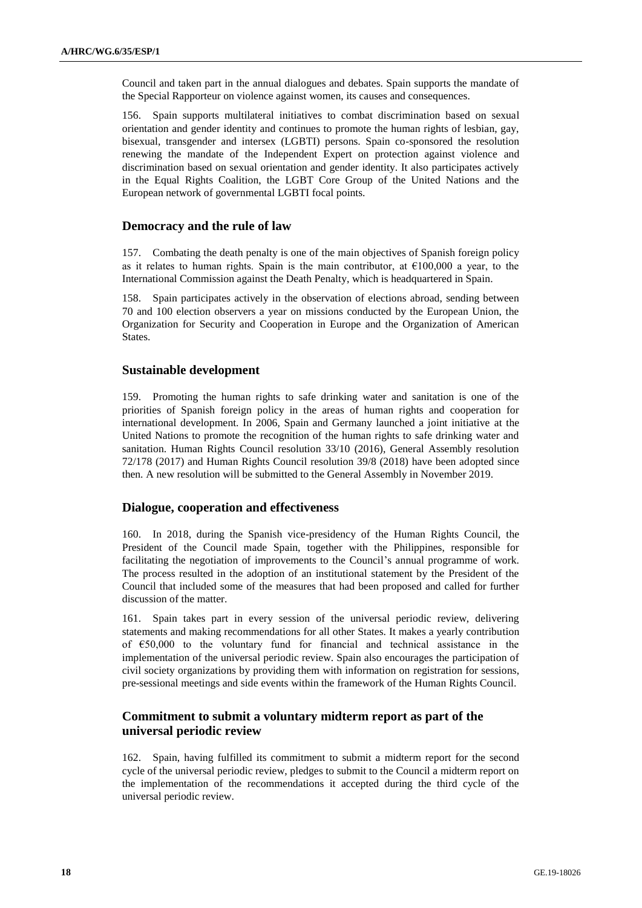Council and taken part in the annual dialogues and debates. Spain supports the mandate of the Special Rapporteur on violence against women, its causes and consequences.

156. Spain supports multilateral initiatives to combat discrimination based on sexual orientation and gender identity and continues to promote the human rights of lesbian, gay, bisexual, transgender and intersex (LGBTI) persons. Spain co-sponsored the resolution renewing the mandate of the Independent Expert on protection against violence and discrimination based on sexual orientation and gender identity. It also participates actively in the Equal Rights Coalition, the LGBT Core Group of the United Nations and the European network of governmental LGBTI focal points.

### Democracy and the rule of law

157. Combating the death penalty is one of the main objectives of Spanish foreign policy as it relates to human rights. Spain is the main contributor, at €100,000 a year, to the International Commission against the Death Penalty, which is headquartered in Spain.

158. Spain participates actively in the observation of elections abroad, sending between 70 and 100 election observers a year on missions conducted by the European Union, the Organization for Security and Cooperation in Europe and the Organization of American States.

### Sustainable development

159. Promoting the human rights to safe drinking water and sanitation is one of the priorities of Spanish foreign policy in the areas of human rights and cooperation for international development. In 2006, Spain and Germany launched a joint initiative at the United Nations to promote the recognition of the human rights to safe drinking water and sanitation. Human Rights Council resolution 33/10 (2016), General Assembly resolution 72/178 (2017) and Human Rights Council resolution 39/8 (2018) have been adopted since then. A new resolution will be submitted to the General Assembly in November 2019.

### Dialogue, cooperation and effectiveness

160. In 2018, during the Spanish vice-presidency of the Human Rights Council, the President of the Council made Spain, together with the Philippines, responsible for facilitating the negotiation of improvements to the Council's annual programme of work. The process resulted in the adoption of an institutional statement by the President of the Council that included some of the measures that had been proposed and called for further discussion of the matter.

161. Spain takes part in every session of the universal periodic review, delivering statements and making recommendations for all other States. It makes a yearly contribution of €50,000 to the voluntary fund for financial and technical assistance in the implementation of the universal periodic review. Spain also encourages the participation of civil society organizations by providing them with information on registration for sessions, pre-sessional meetings and side events within the framework of the Human Rights Council.

### Commitment to submit a voluntary midterm report as part of the universal periodic review

162. Spain, having fulfilled its commitment to submit a midterm report for the second cycle of the universal periodic review, pledges to submit to the Council a midterm report on the implementation of the recommendations it accepted during the third cycle of the universal periodic review.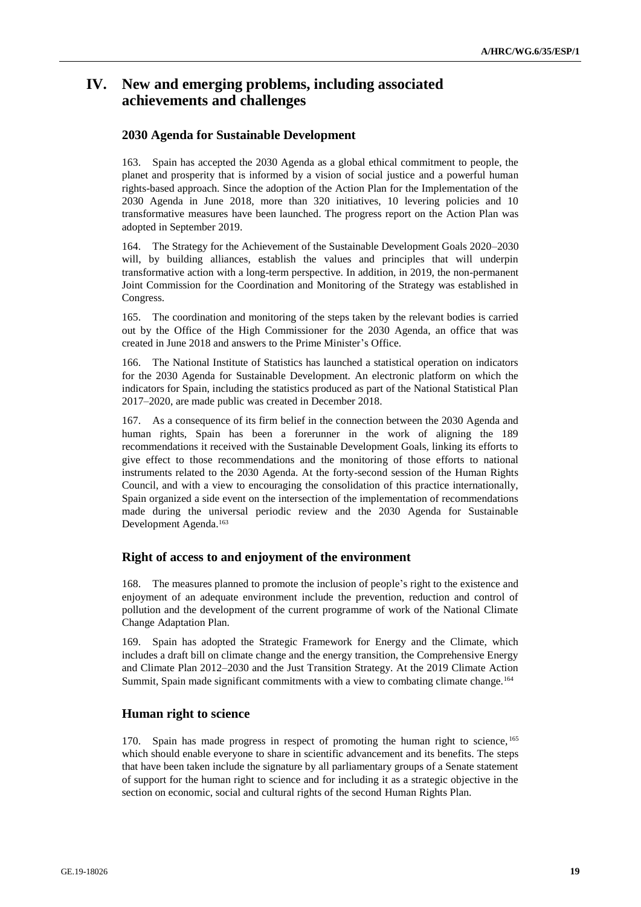# IV. New and emerging problems, including associated achievements and challenges

## 2030 Agenda for Sustainable Development

163. Spain has accepted the 2030 Agenda as a global ethical commitment to people, the planet and prosperity that is informed by a vision of social justice and a powerful human rights-based approach. Since the adoption of the Action Plan for the Implementation of the 2030 Agenda in June 2018, more than 320 initiatives, 10 levering policies and 10 transformative measures have been launched. The progress report on the Action Plan was adopted in September 2019.

164. The Strategy for the Achievement of the Sustainable Development Goals 2020–2030 will, by building alliances, establish the values and principles that will underpin transformative action with a long-term perspective. In addition, in 2019, the non-permanent Joint Commission for the Coordination and Monitoring of the Strategy was established in Congress.

165. The coordination and monitoring of the steps taken by the relevant bodies is carried out by the Office of the High Commissioner for the 2030 Agenda, an office that was created in June 2018 and answers to the Prime Minister's Office.

166. The National Institute of Statistics has launched a statistical operation on indicators for the 2030 Agenda for Sustainable Development. An electronic platform on which the indicators for Spain, including the statistics produced as part of the National Statistical Plan 2017–2020, are made public was created in December 2018.

167. As a consequence of its firm belief in the connection between the 2030 Agenda and human rights, Spain has been a forerunner in the work of aligning the 189 recommendations it received with the Sustainable Development Goals, linking its efforts to give effect to those recommendations and the monitoring of those efforts to national instruments related to the 2030 Agenda. At the forty-second session of the Human Rights Council, and with a view to encouraging the consolidation of this practice internationally, Spain organized a side event on the intersection of the implementation of recommendations made during the universal periodic review and the 2030 Agenda for Sustainable Development Agenda.[163]

## Right of access to and enjoyment of the environment

168. The measures planned to promote the inclusion of people's right to the existence and enjoyment of an adequate environment include the prevention, reduction and control of pollution and the development of the current programme of work of the National Climate Change Adaptation Plan.

169. Spain has adopted the Strategic Framework for Energy and the Climate, which includes a draft bill on climate change and the energy transition, the Comprehensive Energy and Climate Plan 2012–2030 and the Just Transition Strategy. At the 2019 Climate Action Summit, Spain made significant commitments with a view to combating climate change.[164]

## Human right to science

170. Spain has made progress in respect of promoting the human right to science,[165] which should enable everyone to share in scientific advancement and its benefits. The steps that have been taken include the signature by all parliamentary groups of a Senate statement of support for the human right to science and for including it as a strategic objective in the section on economic, social and cultural rights of the second Human Rights Plan.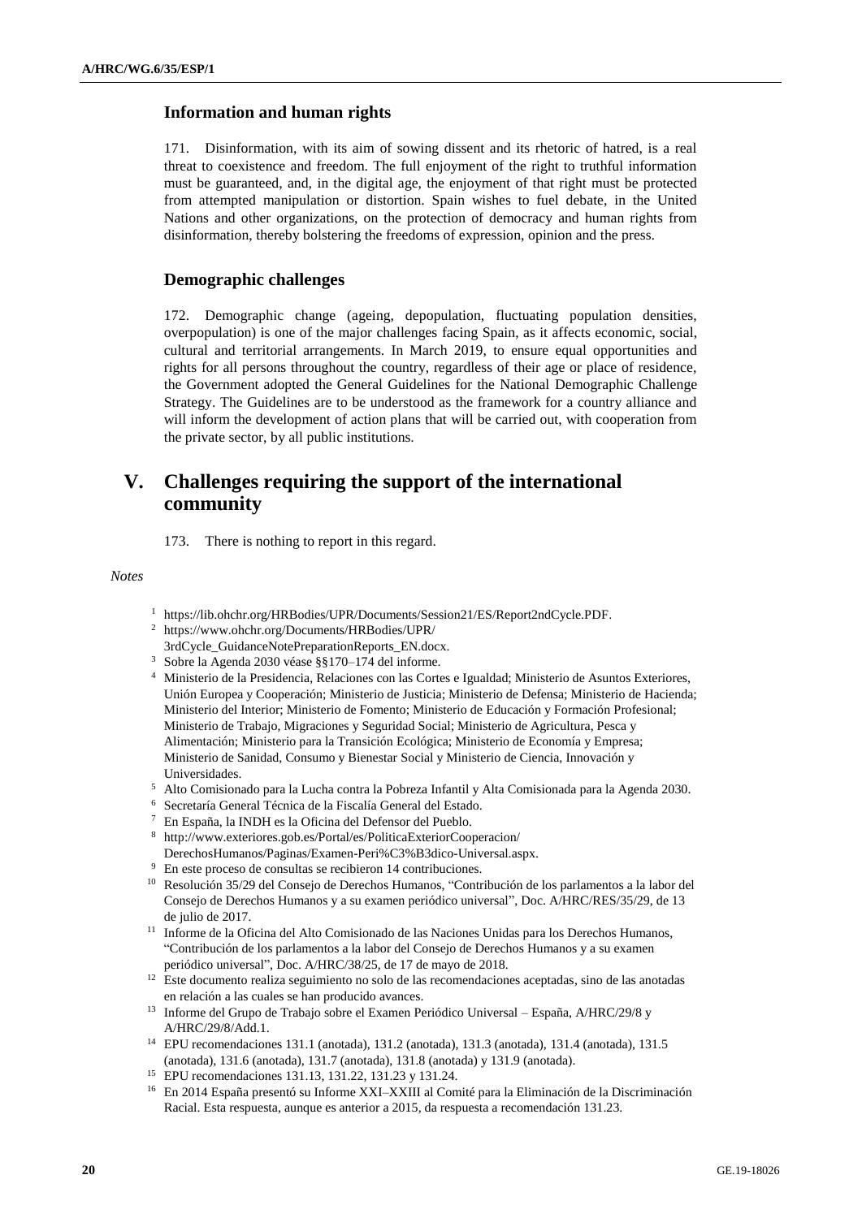### Information and human rights

171. Disinformation, with its aim of sowing dissent and its rhetoric of hatred, is a real threat to coexistence and freedom. The full enjoyment of the right to truthful information must be guaranteed, and, in the digital age, the enjoyment of that right must be protected from attempted manipulation or distortion. Spain wishes to fuel debate, in the United Nations and other organizations, on the protection of democracy and human rights from disinformation, thereby bolstering the freedoms of expression, opinion and the press.

### Demographic challenges

172. Demographic change (ageing, depopulation, fluctuating population densities, overpopulation) is one of the major challenges facing Spain, as it affects economic, social, cultural and territorial arrangements. In March 2019, to ensure equal opportunities and rights for all persons throughout the country, regardless of their age or place of residence, the Government adopted the General Guidelines for the National Demographic Challenge Strategy. The Guidelines are to be understood as the framework for a country alliance and will inform the development of action plans that will be carried out, with cooperation from the private sector, by all public institutions.

## V. Challenges requiring the support of the international community

173. There is nothing to report in this regard.

*Notes*

[1] https://lib.ohchr.org/HRBodies/UPR/Documents/Session21/ES/Report2ndCycle.PDF.

[2] https://www.ohchr.org/Documents/HRBodies/UPR/3rdCycle_GuidanceNotePreparationReports_EN.docx.

[3] Sobre la Agenda 2030 véase §§170–174 del informe.

[4] Ministerio de la Presidencia, Relaciones con las Cortes e Igualdad; Ministerio de Asuntos Exteriores, Unión Europea y Cooperación; Ministerio de Justicia; Ministerio de Defensa; Ministerio de Hacienda; Ministerio del Interior; Ministerio de Fomento; Ministerio de Educación y Formación Profesional; Ministerio de Trabajo, Migraciones y Seguridad Social; Ministerio de Agricultura, Pesca y Alimentación; Ministerio para la Transición Ecológica; Ministerio de Economía y Empresa; Ministerio de Sanidad, Consumo y Bienestar Social y Ministerio de Ciencia, Innovación y Universidades.

[5] Alto Comisionado para la Lucha contra la Pobreza Infantil y Alta Comisionada para la Agenda 2030.

[6] Secretaría General Técnica de la Fiscalía General del Estado.

[7] En España, la INDH es la Oficina del Defensor del Pueblo.

[8] http://www.exteriores.gob.es/Portal/es/PoliticaExteriorCooperacion/DerechosHumanos/Paginas/Examen-Peri%C3%B3dico-Universal.aspx.

[9] En este proceso de consultas se recibieron 14 contribuciones.

[10] Resolución 35/29 del Consejo de Derechos Humanos, "Contribución de los parlamentos a la labor del Consejo de Derechos Humanos y a su examen periódico universal", Doc. A/HRC/RES/35/29, de 13 de julio de 2017.

[11] Informe de la Oficina del Alto Comisionado de las Naciones Unidas para los Derechos Humanos, "Contribución de los parlamentos a la labor del Consejo de Derechos Humanos y a su examen periódico universal", Doc. A/HRC/38/25, de 17 de mayo de 2018.

[12] Este documento realiza seguimiento no solo de las recomendaciones aceptadas, sino de las anotadas en relación a las cuales se han producido avances.

[13] Informe del Grupo de Trabajo sobre el Examen Periódico Universal – España, A/HRC/29/8 y A/HRC/29/8/Add.1.

[14] EPU recomendaciones 131.1 (anotada), 131.2 (anotada), 131.3 (anotada), 131.4 (anotada), 131.5 (anotada), 131.6 (anotada), 131.7 (anotada), 131.8 (anotada) y 131.9 (anotada).

[15] EPU recomendaciones 131.13, 131.22, 131.23 y 131.24.

[16] En 2014 España presentó su Informe XXI–XXIII al Comité para la Eliminación de la Discriminación Racial. Esta respuesta, aunque es anterior a 2015, da respuesta a recomendación 131.23.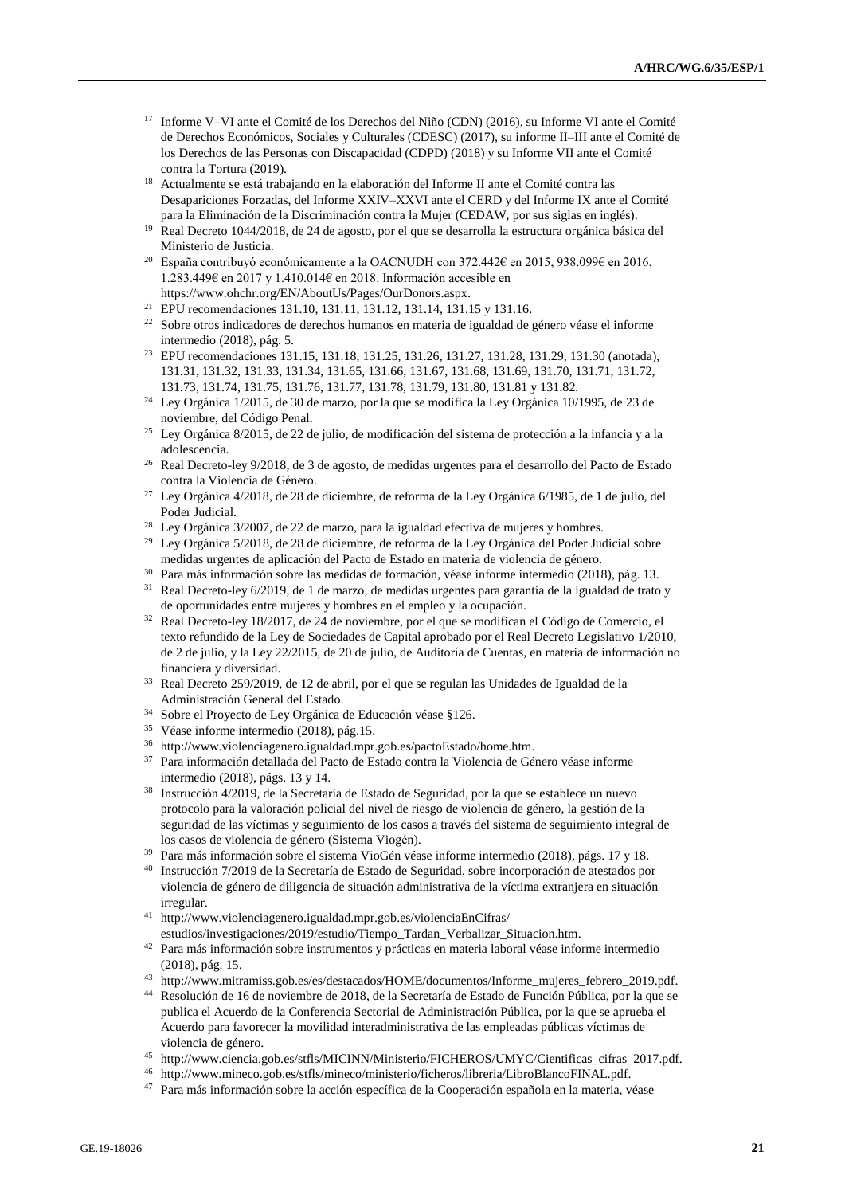[17] Informe V–VI ante el Comité de los Derechos del Niño (CDN) (2016), su Informe VI ante el Comité de Derechos Económicos, Sociales y Culturales (CDESC) (2017), su informe II–III ante el Comité de los Derechos de las Personas con Discapacidad (CDPD) (2018) y su Informe VII ante el Comité contra la Tortura (2019).

[18] Actualmente se está trabajando en la elaboración del Informe II ante el Comité contra las Desapariciones Forzadas, del Informe XXIV–XXVI ante el CERD y del Informe IX ante el Comité para la Eliminación de la Discriminación contra la Mujer (CEDAW, por sus siglas en inglés).

[19] Real Decreto 1044/2018, de 24 de agosto, por el que se desarrolla la estructura orgánica básica del Ministerio de Justicia.

[20] España contribuyó económicamente a la OACNUDH con 372.442€ en 2015, 938.099€ en 2016, 1.283.449€ en 2017 y 1.410.014€ en 2018. Información accesible en https://www.ohchr.org/EN/AboutUs/Pages/OurDonors.aspx.

[21] EPU recomendaciones 131.10, 131.11, 131.12, 131.14, 131.15 y 131.16.

[22] Sobre otros indicadores de derechos humanos en materia de igualdad de género véase el informe intermedio (2018), pág. 5.

[23] EPU recomendaciones 131.15, 131.18, 131.25, 131.26, 131.27, 131.28, 131.29, 131.30 (anotada), 131.31, 131.32, 131.33, 131.34, 131.65, 131.66, 131.67, 131.68, 131.69, 131.70, 131.71, 131.72, 131.73, 131.74, 131.75, 131.76, 131.77, 131.78, 131.79, 131.80, 131.81 y 131.82.

[24] Ley Orgánica 1/2015, de 30 de marzo, por la que se modifica la Ley Orgánica 10/1995, de 23 de noviembre, del Código Penal.

[25] Ley Orgánica 8/2015, de 22 de julio, de modificación del sistema de protección a la infancia y a la adolescencia.

[26] Real Decreto-ley 9/2018, de 3 de agosto, de medidas urgentes para el desarrollo del Pacto de Estado contra la Violencia de Género.

[27] Ley Orgánica 4/2018, de 28 de diciembre, de reforma de la Ley Orgánica 6/1985, de 1 de julio, del Poder Judicial.

[28] Ley Orgánica 3/2007, de 22 de marzo, para la igualdad efectiva de mujeres y hombres.

[29] Ley Orgánica 5/2018, de 28 de diciembre, de reforma de la Ley Orgánica del Poder Judicial sobre medidas urgentes de aplicación del Pacto de Estado en materia de violencia de género.

[30] Para más información sobre las medidas de formación, véase informe intermedio (2018), pág. 13.

[31] Real Decreto-ley 6/2019, de 1 de marzo, de medidas urgentes para garantía de la igualdad de trato y de oportunidades entre mujeres y hombres en el empleo y la ocupación.

[32] Real Decreto-ley 18/2017, de 24 de noviembre, por el que se modifican el Código de Comercio, el texto refundido de la Ley de Sociedades de Capital aprobado por el Real Decreto Legislativo 1/2010, de 2 de julio, y la Ley 22/2015, de 20 de julio, de Auditoría de Cuentas, en materia de información no financiera y diversidad.

[33] Real Decreto 259/2019, de 12 de abril, por el que se regulan las Unidades de Igualdad de la Administración General del Estado.

[34] Sobre el Proyecto de Ley Orgánica de Educación véase §126.

[35] Véase informe intermedio (2018), pág.15.

[36] http://www.violenciagenero.igualdad.mpr.gob.es/pactoEstado/home.htm.

[37] Para información detallada del Pacto de Estado contra la Violencia de Género véase informe intermedio (2018), págs. 13 y 14.

[38] Instrucción 4/2019, de la Secretaria de Estado de Seguridad, por la que se establece un nuevo protocolo para la valoración policial del nivel de riesgo de violencia de género, la gestión de la seguridad de las víctimas y seguimiento de los casos a través del sistema de seguimiento integral de los casos de violencia de género (Sistema Viogén).

[39] Para más información sobre el sistema VioGén véase informe intermedio (2018), págs. 17 y 18.

[40] Instrucción 7/2019 de la Secretaría de Estado de Seguridad, sobre incorporación de atestados por violencia de género de diligencia de situación administrativa de la víctima extranjera en situación irregular.

[41] http://www.violenciagenero.igualdad.mpr.gob.es/violenciaEnCifras/estudios/investigaciones/2019/estudio/Tiempo_Tardan_Verbalizar_Situacion.htm.

[42] Para más información sobre instrumentos y prácticas en materia laboral véase informe intermedio (2018), pág. 15.

[43] http://www.mitramiss.gob.es/es/destacados/HOME/documentos/Informe_mujeres_febrero_2019.pdf.

[44] Resolución de 16 de noviembre de 2018, de la Secretaría de Estado de Función Pública, por la que se publica el Acuerdo de la Conferencia Sectorial de Administración Pública, por la que se aprueba el Acuerdo para favorecer la movilidad interadministrativa de las empleadas públicas víctimas de violencia de género.

[45] http://www.ciencia.gob.es/stfls/MICINN/Ministerio/FICHEROS/UMYC/Cientificas_cifras_2017.pdf.

[46] http://www.mineco.gob.es/stfls/mineco/ministerio/ficheros/libreria/LibroBlancoFINAL.pdf.

[47] Para más información sobre la acción específica de la Cooperación española en la materia, véase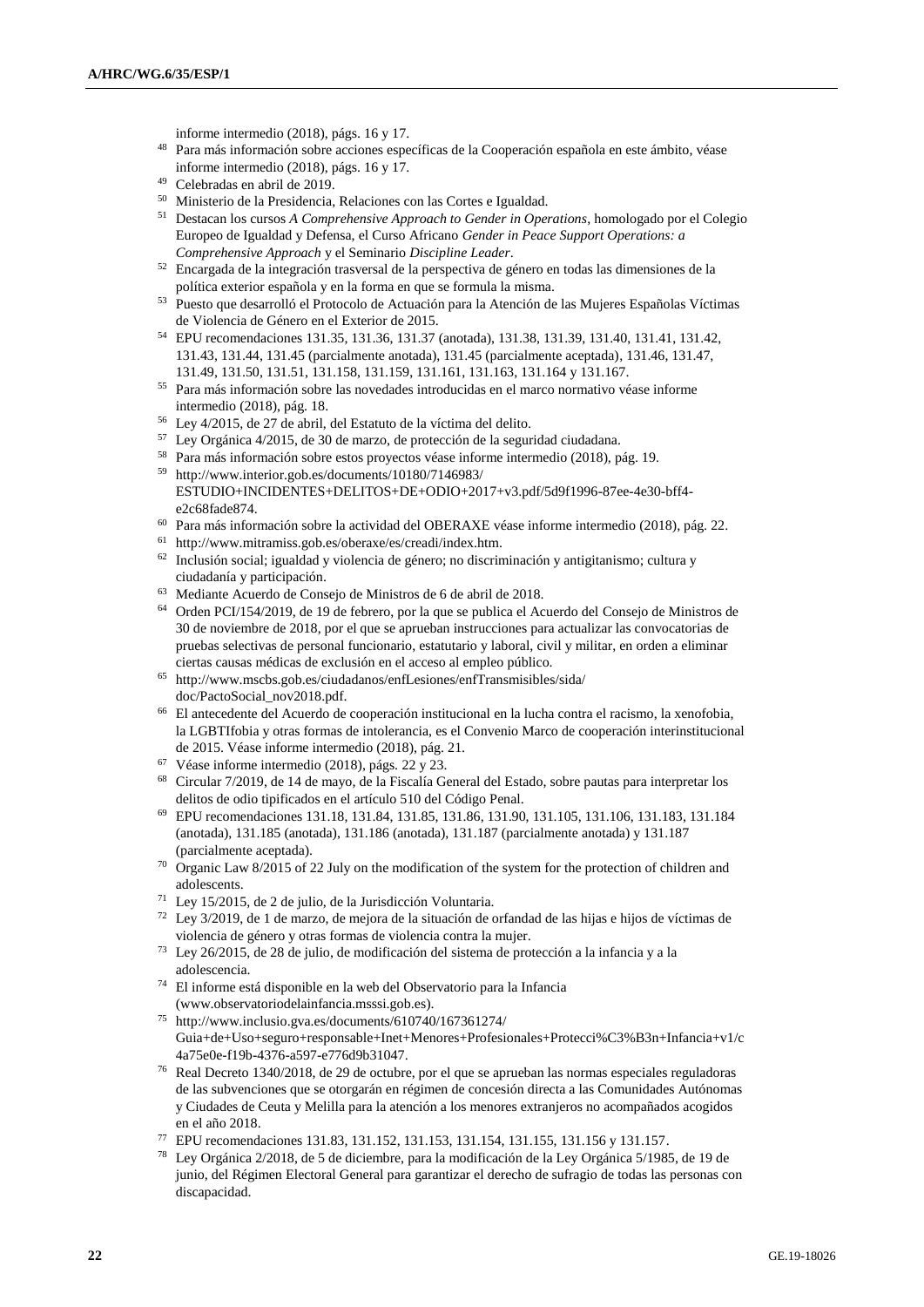informe intermedio (2018), págs. 16 y 17.

[48] Para más información sobre acciones específicas de la Cooperación española en este ámbito, véase informe intermedio (2018), págs. 16 y 17.

[49] Celebradas en abril de 2019.

[50] Ministerio de la Presidencia, Relaciones con las Cortes e Igualdad.

[51] Destacan los cursos *A Comprehensive Approach to Gender in Operations*, homologado por el Colegio Europeo de Igualdad y Defensa, el Curso Africano *Gender in Peace Support Operations: a Comprehensive Approach* y el Seminario *Discipline Leader*.

[52] Encargada de la integración trasversal de la perspectiva de género en todas las dimensiones de la política exterior española y en la forma en que se formula la misma.

[53] Puesto que desarrolló el Protocolo de Actuación para la Atención de las Mujeres Españolas Víctimas de Violencia de Género en el Exterior de 2015.

[54] EPU recomendaciones 131.35, 131.36, 131.37 (anotada), 131.38, 131.39, 131.40, 131.41, 131.42, 131.43, 131.44, 131.45 (parcialmente anotada), 131.45 (parcialmente aceptada), 131.46, 131.47, 131.49, 131.50, 131.51, 131.158, 131.159, 131.161, 131.163, 131.164 y 131.167.

[55] Para más información sobre las novedades introducidas en el marco normativo véase informe intermedio (2018), pág. 18.

[56] Ley 4/2015, de 27 de abril, del Estatuto de la víctima del delito.

[57] Ley Orgánica 4/2015, de 30 de marzo, de protección de la seguridad ciudadana.

[58] Para más información sobre estos proyectos véase informe intermedio (2018), pág. 19.

[59] http://www.interior.gob.es/documents/10180/7146983/ESTUDIO+INCIDENTES+DELITOS+DE+ODIO+2017+v3.pdf/5d9f1996-87ee-4e30-bff4-e2c68fade874.

[60] Para más información sobre la actividad del OBERAXE véase informe intermedio (2018), pág. 22.

[61] http://www.mitramiss.gob.es/oberaxe/es/creadi/index.htm.

[62] Inclusión social; igualdad y violencia de género; no discriminación y antigitanismo; cultura y ciudadanía y participación.

[63] Mediante Acuerdo de Consejo de Ministros de 6 de abril de 2018.

[64] Orden PCI/154/2019, de 19 de febrero, por la que se publica el Acuerdo del Consejo de Ministros de 30 de noviembre de 2018, por el que se aprueban instrucciones para actualizar las convocatorias de pruebas selectivas de personal funcionario, estatutario y laboral, civil y militar, en orden a eliminar ciertas causas médicas de exclusión en el acceso al empleo público.

[65] http://www.mscbs.gob.es/ciudadanos/enfLesiones/enfTransmisibles/sida/doc/PactoSocial_nov2018.pdf.

[66] El antecedente del Acuerdo de cooperación institucional en la lucha contra el racismo, la xenofobia, la LGBTIfobia y otras formas de intolerancia, es el Convenio Marco de cooperación interinstitucional de 2015. Véase informe intermedio (2018), pág. 21.

[67] Véase informe intermedio (2018), págs. 22 y 23.

[68] Circular 7/2019, de 14 de mayo, de la Fiscalía General del Estado, sobre pautas para interpretar los delitos de odio tipificados en el artículo 510 del Código Penal.

[69] EPU recomendaciones 131.18, 131.84, 131.85, 131.86, 131.90, 131.105, 131.106, 131.183, 131.184 (anotada), 131.185 (anotada), 131.186 (anotada), 131.187 (parcialmente anotada) y 131.187 (parcialmente aceptada).

[70] Organic Law 8/2015 of 22 July on the modification of the system for the protection of children and adolescents.

[71] Ley 15/2015, de 2 de julio, de la Jurisdicción Voluntaria.

[72] Ley 3/2019, de 1 de marzo, de mejora de la situación de orfandad de las hijas e hijos de víctimas de violencia de género y otras formas de violencia contra la mujer.

[73] Ley 26/2015, de 28 de julio, de modificación del sistema de protección a la infancia y a la adolescencia.

[74] El informe está disponible en la web del Observatorio para la Infancia (www.observatoriodelainfancia.msssi.gob.es).

[75] http://www.inclusio.gva.es/documents/610740/167361274/Guia+de+Uso+seguro+responsable+Inet+Menores+Profesionales+Protecci%C3%B3n+Infancia+v1/c4a75e0e-f19b-4376-a597-e776d9b31047.

[76] Real Decreto 1340/2018, de 29 de octubre, por el que se aprueban las normas especiales reguladoras de las subvenciones que se otorgarán en régimen de concesión directa a las Comunidades Autónomas y Ciudades de Ceuta y Melilla para la atención a los menores extranjeros no acompañados acogidos en el año 2018.

[77] EPU recomendaciones 131.83, 131.152, 131.153, 131.154, 131.155, 131.156 y 131.157.

[78] Ley Orgánica 2/2018, de 5 de diciembre, para la modificación de la Ley Orgánica 5/1985, de 19 de junio, del Régimen Electoral General para garantizar el derecho de sufragio de todas las personas con discapacidad.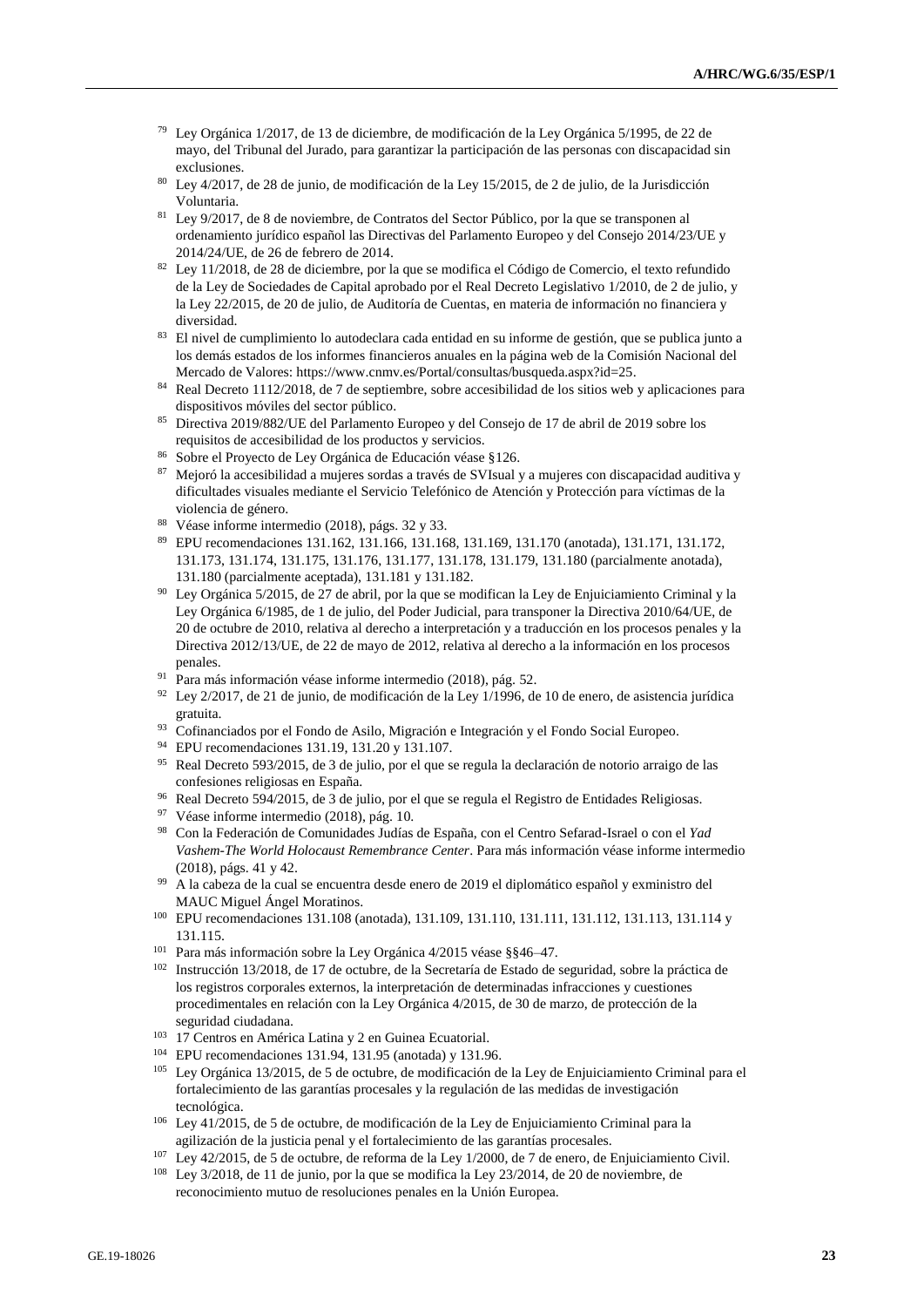[79] Ley Orgánica 1/2017, de 13 de diciembre, de modificación de la Ley Orgánica 5/1995, de 22 de mayo, del Tribunal del Jurado, para garantizar la participación de las personas con discapacidad sin exclusiones.

[80] Ley 4/2017, de 28 de junio, de modificación de la Ley 15/2015, de 2 de julio, de la Jurisdicción Voluntaria.

[81] Ley 9/2017, de 8 de noviembre, de Contratos del Sector Público, por la que se transponen al ordenamiento jurídico español las Directivas del Parlamento Europeo y del Consejo 2014/23/UE y 2014/24/UE, de 26 de febrero de 2014.

[82] Ley 11/2018, de 28 de diciembre, por la que se modifica el Código de Comercio, el texto refundido de la Ley de Sociedades de Capital aprobado por el Real Decreto Legislativo 1/2010, de 2 de julio, y la Ley 22/2015, de 20 de julio, de Auditoría de Cuentas, en materia de información no financiera y diversidad.

[83] El nivel de cumplimiento lo autodeclara cada entidad en su informe de gestión, que se publica junto a los demás estados de los informes financieros anuales en la página web de la Comisión Nacional del Mercado de Valores: https://www.cnmv.es/Portal/consultas/busqueda.aspx?id=25.

[84] Real Decreto 1112/2018, de 7 de septiembre, sobre accesibilidad de los sitios web y aplicaciones para dispositivos móviles del sector público.

[85] Directiva 2019/882/UE del Parlamento Europeo y del Consejo de 17 de abril de 2019 sobre los requisitos de accesibilidad de los productos y servicios.

[86] Sobre el Proyecto de Ley Orgánica de Educación véase §126.

[87] Mejoró la accesibilidad a mujeres sordas a través de SVIsual y a mujeres con discapacidad auditiva y dificultades visuales mediante el Servicio Telefónico de Atención y Protección para víctimas de la violencia de género.

[88] Véase informe intermedio (2018), págs. 32 y 33.

[89] EPU recomendaciones 131.162, 131.166, 131.168, 131.169, 131.170 (anotada), 131.171, 131.172, 131.173, 131.174, 131.175, 131.176, 131.177, 131.178, 131.179, 131.180 (parcialmente anotada), 131.180 (parcialmente aceptada), 131.181 y 131.182.

[90] Ley Orgánica 5/2015, de 27 de abril, por la que se modifican la Ley de Enjuiciamiento Criminal y la Ley Orgánica 6/1985, de 1 de julio, del Poder Judicial, para transponer la Directiva 2010/64/UE, de 20 de octubre de 2010, relativa al derecho a interpretación y a traducción en los procesos penales y la Directiva 2012/13/UE, de 22 de mayo de 2012, relativa al derecho a la información en los procesos penales.

[91] Para más información véase informe intermedio (2018), pág. 52.

[92] Ley 2/2017, de 21 de junio, de modificación de la Ley 1/1996, de 10 de enero, de asistencia jurídica gratuita.

[93] Cofinanciados por el Fondo de Asilo, Migración e Integración y el Fondo Social Europeo.

[94] EPU recomendaciones 131.19, 131.20 y 131.107.

[95] Real Decreto 593/2015, de 3 de julio, por el que se regula la declaración de notorio arraigo de las confesiones religiosas en España.

[96] Real Decreto 594/2015, de 3 de julio, por el que se regula el Registro de Entidades Religiosas.

[97] Véase informe intermedio (2018), pág. 10.

[98] Con la Federación de Comunidades Judías de España, con el Centro Sefarad-Israel o con el *Yad Vashem-The World Holocaust Remembrance Center*. Para más información véase informe intermedio (2018), págs. 41 y 42.

[99] A la cabeza de la cual se encuentra desde enero de 2019 el diplomático español y exministro del MAUC Miguel Ángel Moratinos.

[100] EPU recomendaciones 131.108 (anotada), 131.109, 131.110, 131.111, 131.112, 131.113, 131.114 y 131.115.

[101] Para más información sobre la Ley Orgánica 4/2015 véase §§46–47.

[102] Instrucción 13/2018, de 17 de octubre, de la Secretaría de Estado de seguridad, sobre la práctica de los registros corporales externos, la interpretación de determinadas infracciones y cuestiones procedimentales en relación con la Ley Orgánica 4/2015, de 30 de marzo, de protección de la seguridad ciudadana.

[103] 17 Centros en América Latina y 2 en Guinea Ecuatorial.

[104] EPU recomendaciones 131.94, 131.95 (anotada) y 131.96.

[105] Ley Orgánica 13/2015, de 5 de octubre, de modificación de la Ley de Enjuiciamiento Criminal para el fortalecimiento de las garantías procesales y la regulación de las medidas de investigación tecnológica.

[106] Ley 41/2015, de 5 de octubre, de modificación de la Ley de Enjuiciamiento Criminal para la agilización de la justicia penal y el fortalecimiento de las garantías procesales.

[107] Ley 42/2015, de 5 de octubre, de reforma de la Ley 1/2000, de 7 de enero, de Enjuiciamiento Civil.

[108] Ley 3/2018, de 11 de junio, por la que se modifica la Ley 23/2014, de 20 de noviembre, de reconocimiento mutuo de resoluciones penales en la Unión Europea.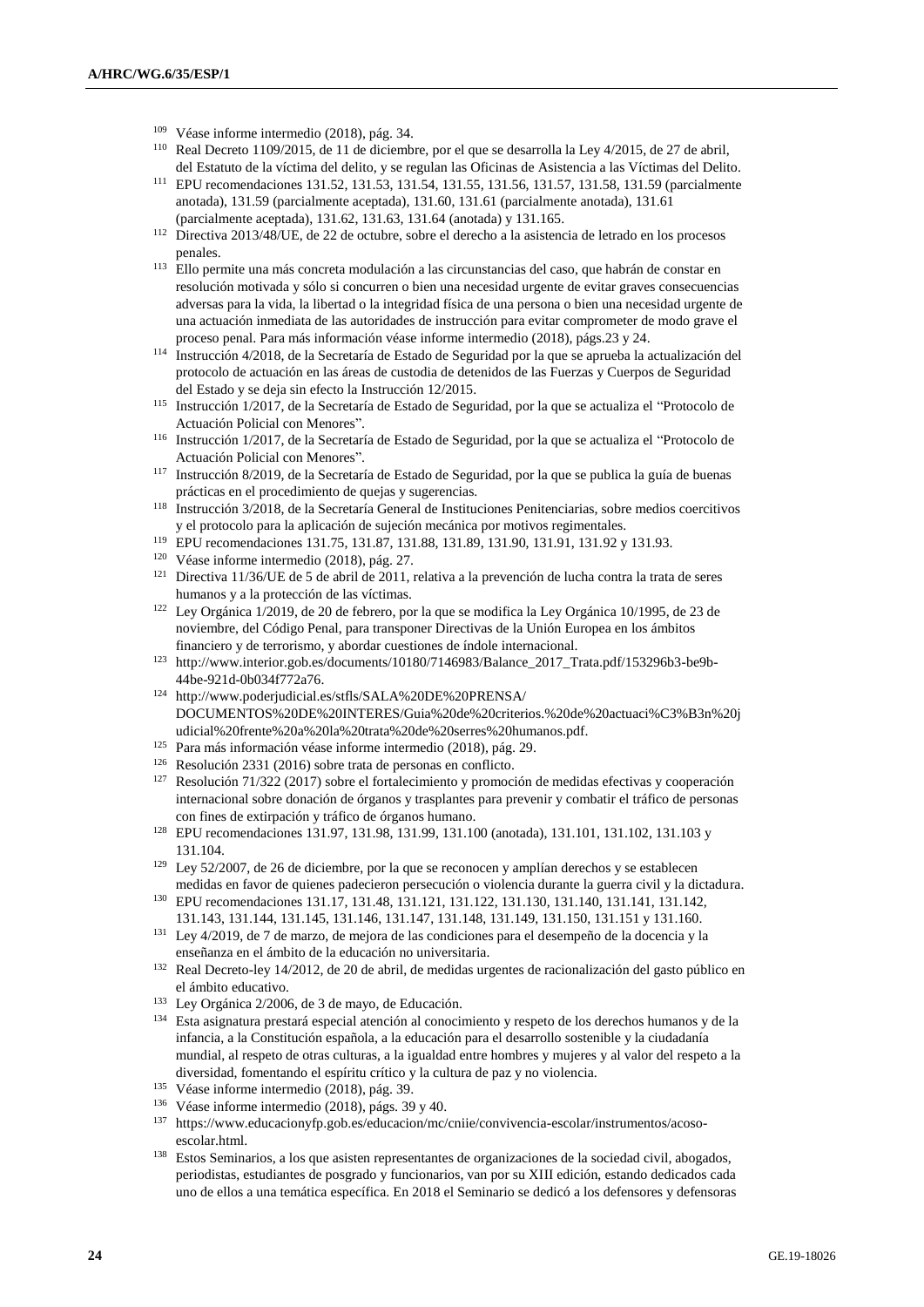[109] Véase informe intermedio (2018), pág. 34.

[110] Real Decreto 1109/2015, de 11 de diciembre, por el que se desarrolla la Ley 4/2015, de 27 de abril, del Estatuto de la víctima del delito, y se regulan las Oficinas de Asistencia a las Víctimas del Delito.

[111] EPU recomendaciones 131.52, 131.53, 131.54, 131.55, 131.56, 131.57, 131.58, 131.59 (parcialmente anotada), 131.59 (parcialmente aceptada), 131.60, 131.61 (parcialmente anotada), 131.61 (parcialmente aceptada), 131.62, 131.63, 131.64 (anotada) y 131.165.

[112] Directiva 2013/48/UE, de 22 de octubre, sobre el derecho a la asistencia de letrado en los procesos penales.

[113] Ello permite una más concreta modulación a las circunstancias del caso, que habrán de constar en resolución motivada y sólo si concurren o bien una necesidad urgente de evitar graves consecuencias adversas para la vida, la libertad o la integridad física de una persona o bien una necesidad urgente de una actuación inmediata de las autoridades de instrucción para evitar comprometer de modo grave el proceso penal. Para más información véase informe intermedio (2018), págs.23 y 24.

[114] Instrucción 4/2018, de la Secretaría de Estado de Seguridad por la que se aprueba la actualización del protocolo de actuación en las áreas de custodia de detenidos de las Fuerzas y Cuerpos de Seguridad del Estado y se deja sin efecto la Instrucción 12/2015.

[115] Instrucción 1/2017, de la Secretaría de Estado de Seguridad, por la que se actualiza el "Protocolo de Actuación Policial con Menores".

[116] Instrucción 1/2017, de la Secretaría de Estado de Seguridad, por la que se actualiza el "Protocolo de Actuación Policial con Menores".

[117] Instrucción 8/2019, de la Secretaría de Estado de Seguridad, por la que se publica la guía de buenas prácticas en el procedimiento de quejas y sugerencias.

[118] Instrucción 3/2018, de la Secretaría General de Instituciones Penitenciarias, sobre medios coercitivos y el protocolo para la aplicación de sujeción mecánica por motivos regimentales.

[119] EPU recomendaciones 131.75, 131.87, 131.88, 131.89, 131.90, 131.91, 131.92 y 131.93.

[120] Véase informe intermedio (2018), pág. 27.

[121] Directiva 11/36/UE de 5 de abril de 2011, relativa a la prevención de lucha contra la trata de seres humanos y a la protección de las víctimas.

[122] Ley Orgánica 1/2019, de 20 de febrero, por la que se modifica la Ley Orgánica 10/1995, de 23 de noviembre, del Código Penal, para transponer Directivas de la Unión Europea en los ámbitos financiero y de terrorismo, y abordar cuestiones de índole internacional.

[123] http://www.interior.gob.es/documents/10180/7146983/Balance_2017_Trata.pdf/153296b3-be9b-44be-921d-0b034f772a76.

[124] http://www.poderjudicial.es/stfls/SALA%20DE%20PRENSA/DOCUMENTOS%20DE%20INTERES/Guia%20de%20criterios.%20de%20actuaci%C3%B3n%20judicial%20frente%20a%20la%20trata%20de%20serres%20humanos.pdf.

[125] Para más información véase informe intermedio (2018), pág. 29.

[126] Resolución 2331 (2016) sobre trata de personas en conflicto.

[127] Resolución 71/322 (2017) sobre el fortalecimiento y promoción de medidas efectivas y cooperación internacional sobre donación de órganos y trasplantes para prevenir y combatir el tráfico de personas con fines de extirpación y tráfico de órganos humano.

[128] EPU recomendaciones 131.97, 131.98, 131.99, 131.100 (anotada), 131.101, 131.102, 131.103 y 131.104.

[129] Ley 52/2007, de 26 de diciembre, por la que se reconocen y amplían derechos y se establecen medidas en favor de quienes padecieron persecución o violencia durante la guerra civil y la dictadura.

[130] EPU recomendaciones 131.17, 131.48, 131.121, 131.122, 131.130, 131.140, 131.141, 131.142, 131.143, 131.144, 131.145, 131.146, 131.147, 131.148, 131.149, 131.150, 131.151 y 131.160.

[131] Ley 4/2019, de 7 de marzo, de mejora de las condiciones para el desempeño de la docencia y la enseñanza en el ámbito de la educación no universitaria.

[132] Real Decreto-ley 14/2012, de 20 de abril, de medidas urgentes de racionalización del gasto público en el ámbito educativo.

[133] Ley Orgánica 2/2006, de 3 de mayo, de Educación.

[134] Esta asignatura prestará especial atención al conocimiento y respeto de los derechos humanos y de la infancia, a la Constitución española, a la educación para el desarrollo sostenible y la ciudadanía mundial, al respeto de otras culturas, a la igualdad entre hombres y mujeres y al valor del respeto a la diversidad, fomentando el espíritu crítico y la cultura de paz y no violencia.

[135] Véase informe intermedio (2018), pág. 39.

[136] Véase informe intermedio (2018), págs. 39 y 40.

[137] https://www.educacionyfp.gob.es/educacion/mc/cniie/convivencia-escolar/instrumentos/acoso-escolar.html.

[138] Estos Seminarios, a los que asisten representantes de organizaciones de la sociedad civil, abogados, periodistas, estudiantes de posgrado y funcionarios, van por su XIII edición, estando dedicados cada uno de ellos a una temática específica. En 2018 el Seminario se dedicó a los defensores y defensoras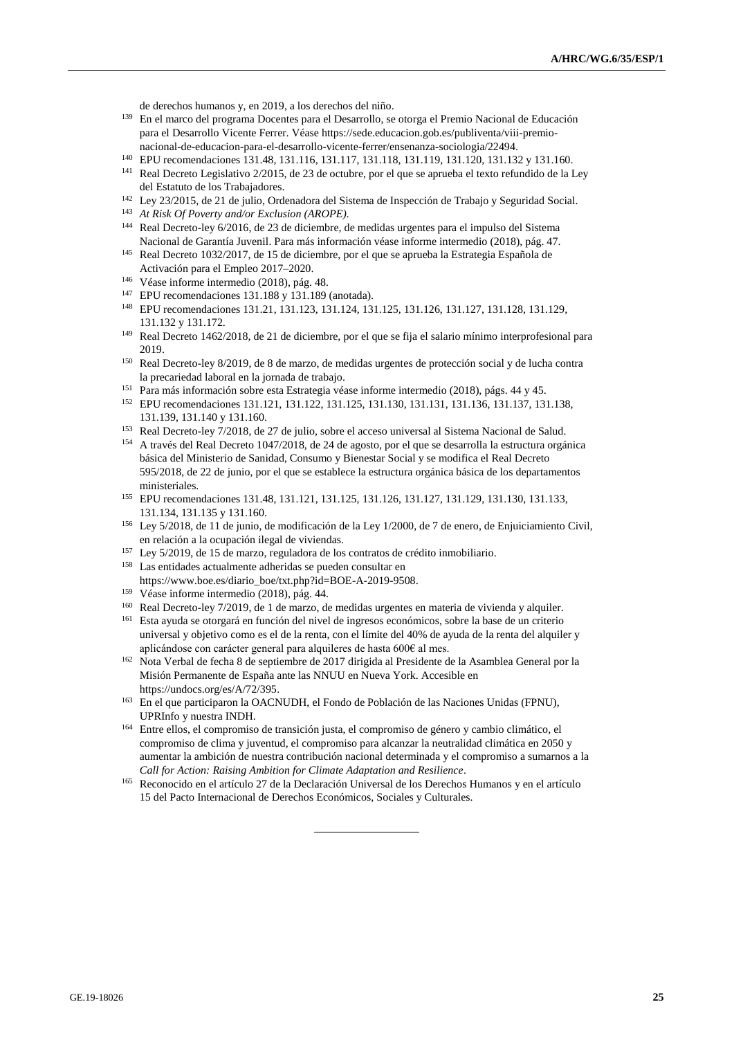de derechos humanos y, en 2019, a los derechos del niño.

[139] En el marco del programa Docentes para el Desarrollo, se otorga el Premio Nacional de Educación para el Desarrollo Vicente Ferrer. Véase https://sede.educacion.gob.es/publiventa/viii-premio-nacional-de-educacion-para-el-desarrollo-vicente-ferrer/ensenanza-sociologia/22494.

[140] EPU recomendaciones 131.48, 131.116, 131.117, 131.118, 131.119, 131.120, 131.132 y 131.160.

[141] Real Decreto Legislativo 2/2015, de 23 de octubre, por el que se aprueba el texto refundido de la Ley del Estatuto de los Trabajadores.

[142] Ley 23/2015, de 21 de julio, Ordenadora del Sistema de Inspección de Trabajo y Seguridad Social.

[143] *At Risk Of Poverty and/or Exclusion (AROPE).*

[144] Real Decreto-ley 6/2016, de 23 de diciembre, de medidas urgentes para el impulso del Sistema Nacional de Garantía Juvenil. Para más información véase informe intermedio (2018), pág. 47.

[145] Real Decreto 1032/2017, de 15 de diciembre, por el que se aprueba la Estrategia Española de Activación para el Empleo 2017–2020.

[146] Véase informe intermedio (2018), pág. 48.

[147] EPU recomendaciones 131.188 y 131.189 (anotada).

[148] EPU recomendaciones 131.21, 131.123, 131.124, 131.125, 131.126, 131.127, 131.128, 131.129, 131.132 y 131.172.

[149] Real Decreto 1462/2018, de 21 de diciembre, por el que se fija el salario mínimo interprofesional para 2019.

[150] Real Decreto-ley 8/2019, de 8 de marzo, de medidas urgentes de protección social y de lucha contra la precariedad laboral en la jornada de trabajo.

[151] Para más información sobre esta Estrategia véase informe intermedio (2018), págs. 44 y 45.

[152] EPU recomendaciones 131.121, 131.122, 131.125, 131.130, 131.131, 131.136, 131.137, 131.138, 131.139, 131.140 y 131.160.

[153] Real Decreto-ley 7/2018, de 27 de julio, sobre el acceso universal al Sistema Nacional de Salud.

[154] A través del Real Decreto 1047/2018, de 24 de agosto, por el que se desarrolla la estructura orgánica básica del Ministerio de Sanidad, Consumo y Bienestar Social y se modifica el Real Decreto 595/2018, de 22 de junio, por el que se establece la estructura orgánica básica de los departamentos ministeriales.

[155] EPU recomendaciones 131.48, 131.121, 131.125, 131.126, 131.127, 131.129, 131.130, 131.133, 131.134, 131.135 y 131.160.

[156] Ley 5/2018, de 11 de junio, de modificación de la Ley 1/2000, de 7 de enero, de Enjuiciamiento Civil, en relación a la ocupación ilegal de viviendas.

[157] Ley 5/2019, de 15 de marzo, reguladora de los contratos de crédito inmobiliario.

[158] Las entidades actualmente adheridas se pueden consultar en https://www.boe.es/diario_boe/txt.php?id=BOE-A-2019-9508.

[159] Véase informe intermedio (2018), pág. 44.

[160] Real Decreto-ley 7/2019, de 1 de marzo, de medidas urgentes en materia de vivienda y alquiler.

[161] Esta ayuda se otorgará en función del nivel de ingresos económicos, sobre la base de un criterio universal y objetivo como es el de la renta, con el límite del 40% de ayuda de la renta del alquiler y aplicándose con carácter general para alquileres de hasta 600€ al mes.

[162] Nota Verbal de fecha 8 de septiembre de 2017 dirigida al Presidente de la Asamblea General por la Misión Permanente de España ante las NNUU en Nueva York. Accesible en https://undocs.org/es/A/72/395.

[163] En el que participaron la OACNUDH, el Fondo de Población de las Naciones Unidas (FPNU), UPRInfo y nuestra INDH.

[164] Entre ellos, el compromiso de transición justa, el compromiso de género y cambio climático, el compromiso de clima y juventud, el compromiso para alcanzar la neutralidad climática en 2050 y aumentar la ambición de nuestra contribución nacional determinada y el compromiso a sumarnos a la *Call for Action: Raising Ambition for Climate Adaptation and Resilience*.

[165] Reconocido en el artículo 27 de la Declaración Universal de los Derechos Humanos y en el artículo 15 del Pacto Internacional de Derechos Económicos, Sociales y Culturales.